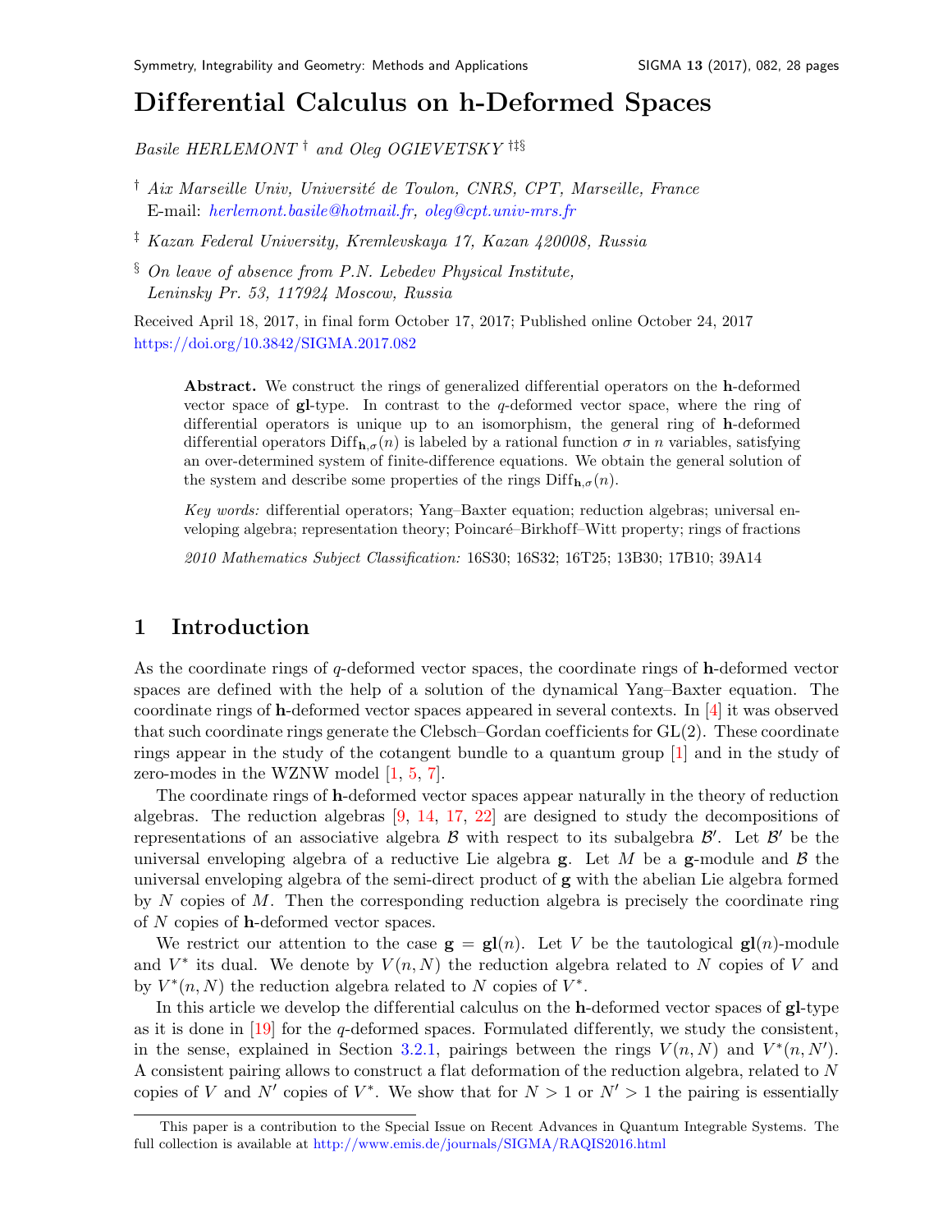# Differential Calculus on h-Deformed Spaces

*Basile HERLEMONT* [†] *and Oleg OGIEVETSKY* [†‡§]

[†] *Aix Marseille Univ, Université de Toulon, CNRS, CPT, Marseille, France*
E-mail: herlemont.basile@hotmail.fr, oleg@cpt.univ-mrs.fr

[‡] *Kazan Federal University, Kremlevskaya 17, Kazan 420008, Russia*

[§] *On leave of absence from P.N. Lebedev Physical Institute, Leninsky Pr. 53, 117924 Moscow, Russia*

Received April 18, 2017, in final form October 17, 2017; Published online October 24, 2017
https://doi.org/10.3842/SIGMA.2017.082

> **Abstract.** We construct the rings of generalized differential operators on the **h**-deformed vector space of **gl**-type. In contrast to the $q$-deformed vector space, where the ring of differential operators is unique up to an isomorphism, the general ring of **h**-deformed differential operators $\mathrm{Diff}_{\mathbf{h},\sigma}(n)$ is labeled by a rational function $\sigma$ in $n$ variables, satisfying an over-determined system of finite-difference equations. We obtain the general solution of the system and describe some properties of the rings $\mathrm{Diff}_{\mathbf{h},\sigma}(n)$.
>
> *Key words:* differential operators; Yang–Baxter equation; reduction algebras; universal enveloping algebra; representation theory; Poincaré–Birkhoff–Witt property; rings of fractions
>
> *2010 Mathematics Subject Classification:* 16S30; 16S32; 16T25; 13B30; 17B10; 39A14

## 1 Introduction

As the coordinate rings of $q$-deformed vector spaces, the coordinate rings of **h**-deformed vector spaces are defined with the help of a solution of the dynamical Yang–Baxter equation. The coordinate rings of **h**-deformed vector spaces appeared in several contexts. In [4] it was observed that such coordinate rings generate the Clebsch–Gordan coefficients for GL(2). These coordinate rings appear in the study of the cotangent bundle to a quantum group [1] and in the study of zero-modes in the WZNW model [1, 5, 7].

The coordinate rings of **h**-deformed vector spaces appear naturally in the theory of reduction algebras. The reduction algebras [9, 14, 17, 22] are designed to study the decompositions of representations of an associative algebra $\mathcal{B}$ with respect to its subalgebra $\mathcal{B}'$. Let $\mathcal{B}'$ be the universal enveloping algebra of a reductive Lie algebra $\mathbf{g}$. Let $M$ be a $\mathbf{g}$-module and $\mathcal{B}$ the universal enveloping algebra of the semi-direct product of $\mathbf{g}$ with the abelian Lie algebra formed by $N$ copies of $M$. Then the corresponding reduction algebra is precisely the coordinate ring of $N$ copies of **h**-deformed vector spaces.

We restrict our attention to the case $\mathbf{g} = \mathbf{gl}(n)$. Let $V$ be the tautological $\mathbf{gl}(n)$-module and $V^*$ its dual. We denote by $V(n,N)$ the reduction algebra related to $N$ copies of $V$ and by $V^*(n,N)$ the reduction algebra related to $N$ copies of $V^*$.

In this article we develop the differential calculus on the **h**-deformed vector spaces of **gl**-type as it is done in [19] for the $q$-deformed spaces. Formulated differently, we study the consistent, in the sense, explained in Section 3.2.1, pairings between the rings $V(n,N)$ and $V^*(n,N')$. A consistent pairing allows to construct a flat deformation of the reduction algebra, related to $N$ copies of $V$ and $N'$ copies of $V^*$. We show that for $N > 1$ or $N' > 1$ the pairing is essentially

This paper is a contribution to the Special Issue on Recent Advances in Quantum Integrable Systems. The full collection is available at http://www.emis.de/journals/SIGMA/RAQIS2016.html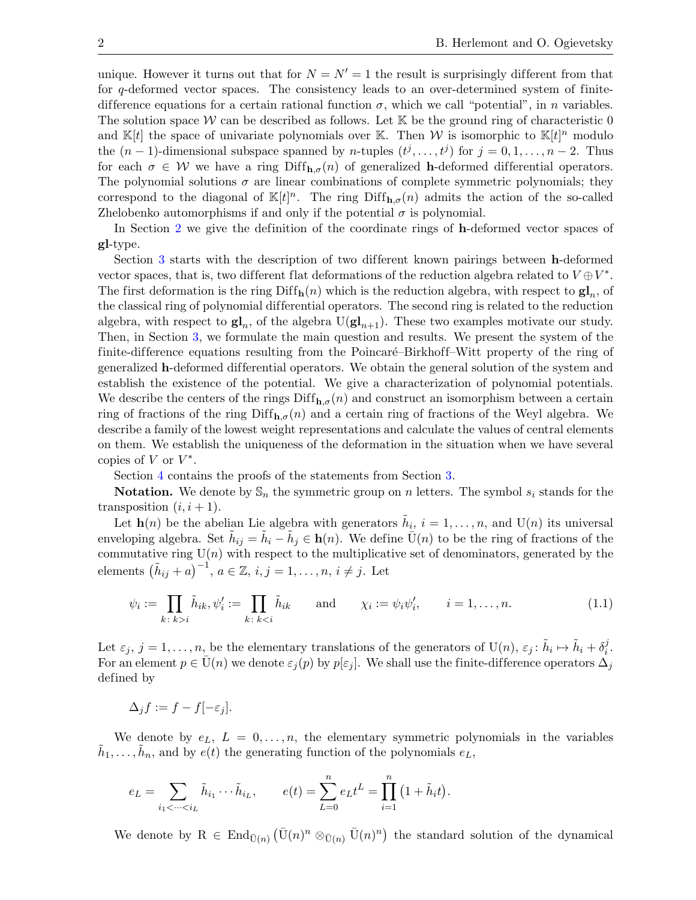unique. However it turns out that for $N = N' = 1$ the result is surprisingly different from that for $q$-deformed vector spaces. The consistency leads to an over-determined system of finite-difference equations for a certain rational function $\sigma$, which we call "potential", in $n$ variables. The solution space $\mathcal{W}$ can be described as follows. Let $\mathbb{K}$ be the ground ring of characteristic 0 and $\mathbb{K}[t]$ the space of univariate polynomials over $\mathbb{K}$. Then $\mathcal{W}$ is isomorphic to $\mathbb{K}[t]^n$ modulo the $(n-1)$-dimensional subspace spanned by $n$-tuples $(t^j, \dots, t^j)$ for $j = 0, 1, \dots, n-2$. Thus for each $\sigma \in \mathcal{W}$ we have a ring $\mathrm{Diff}_{\mathbf{h},\sigma}(n)$ of generalized $\mathbf{h}$-deformed differential operators. The polynomial solutions $\sigma$ are linear combinations of complete symmetric polynomials; they correspond to the diagonal of $\mathbb{K}[t]^n$. The ring $\mathrm{Diff}_{\mathbf{h},\sigma}(n)$ admits the action of the so-called Zhelobenko automorphisms if and only if the potential $\sigma$ is polynomial.

In Section 2 we give the definition of the coordinate rings of $\mathbf{h}$-deformed vector spaces of $\mathbf{gl}$-type.

Section 3 starts with the description of two different known pairings between $\mathbf{h}$-deformed vector spaces, that is, two different flat deformations of the reduction algebra related to $V \oplus V^*$. The first deformation is the ring $\mathrm{Diff}_{\mathbf{h}}(n)$ which is the reduction algebra, with respect to $\mathbf{gl}_n$, of the classical ring of polynomial differential operators. The second ring is related to the reduction algebra, with respect to $\mathbf{gl}_n$, of the algebra $\mathrm{U}(\mathbf{gl}_{n+1})$. These two examples motivate our study. Then, in Section 3, we formulate the main question and results. We present the system of the finite-difference equations resulting from the Poincaré–Birkhoff–Witt property of the ring of generalized $\mathbf{h}$-deformed differential operators. We obtain the general solution of the system and establish the existence of the potential. We give a characterization of polynomial potentials. We describe the centers of the rings $\mathrm{Diff}_{\mathbf{h},\sigma}(n)$ and construct an isomorphism between a certain ring of fractions of the ring $\mathrm{Diff}_{\mathbf{h},\sigma}(n)$ and a certain ring of fractions of the Weyl algebra. We describe a family of the lowest weight representations and calculate the values of central elements on them. We establish the uniqueness of the deformation in the situation when we have several copies of $V$ or $V^*$.

Section 4 contains the proofs of the statements from Section 3.

**Notation.** We denote by $\mathbb{S}_n$ the symmetric group on $n$ letters. The symbol $s_i$ stands for the transposition $(i, i+1)$.

Let $\mathbf{h}(n)$ be the abelian Lie algebra with generators $\tilde{h}_i$, $i = 1, \dots, n$, and $\mathrm{U}(n)$ its universal enveloping algebra. Set $\tilde{h}_{ij} = \tilde{h}_i - \tilde{h}_j \in \mathbf{h}(n)$. We define $\bar{\mathrm{U}}(n)$ to be the ring of fractions of the commutative ring $\mathrm{U}(n)$ with respect to the multiplicative set of denominators, generated by the elements $\left(\tilde{h}_{ij} + a\right)^{-1}$, $a \in \mathbb{Z}$, $i, j = 1, \dots, n$, $i \neq j$. Let

$$\psi_i := \prod_{k\colon k>i} \tilde{h}_{ik}, \psi'_i := \prod_{k\colon k<i} \tilde{h}_{ik} \qquad \text{and} \qquad \chi_i := \psi_i \psi'_i, \qquad i = 1, \dots, n. \tag{1.1}$$

Let $\varepsilon_j$, $j = 1, \dots, n$, be the elementary translations of the generators of $\mathrm{U}(n)$, $\varepsilon_j\colon \tilde{h}_i \mapsto \tilde{h}_i + \delta_i^j$. For an element $p \in \bar{\mathrm{U}}(n)$ we denote $\varepsilon_j(p)$ by $p[\varepsilon_j]$. We shall use the finite-difference operators $\Delta_j$ defined by

$$\Delta_j f := f - f[-\varepsilon_j].$$

We denote by $e_L$, $L = 0, \dots, n$, the elementary symmetric polynomials in the variables $\tilde{h}_1, \dots, \tilde{h}_n$, and by $e(t)$ the generating function of the polynomials $e_L$,

$$e_L = \sum_{i_1 < \dots < i_L} \tilde{h}_{i_1} \cdots \tilde{h}_{i_L}, \qquad e(t) = \sum_{L=0}^{n} e_L t^L = \prod_{i=1}^{n} \big(1 + \tilde{h}_i t\big).$$

We denote by $\mathrm{R} \in \mathrm{End}_{\bar{\mathrm{U}}(n)} \left(\bar{\mathrm{U}}(n)^n \otimes_{\bar{\mathrm{U}}(n)} \bar{\mathrm{U}}(n)^n\right)$ the standard solution of the dynamical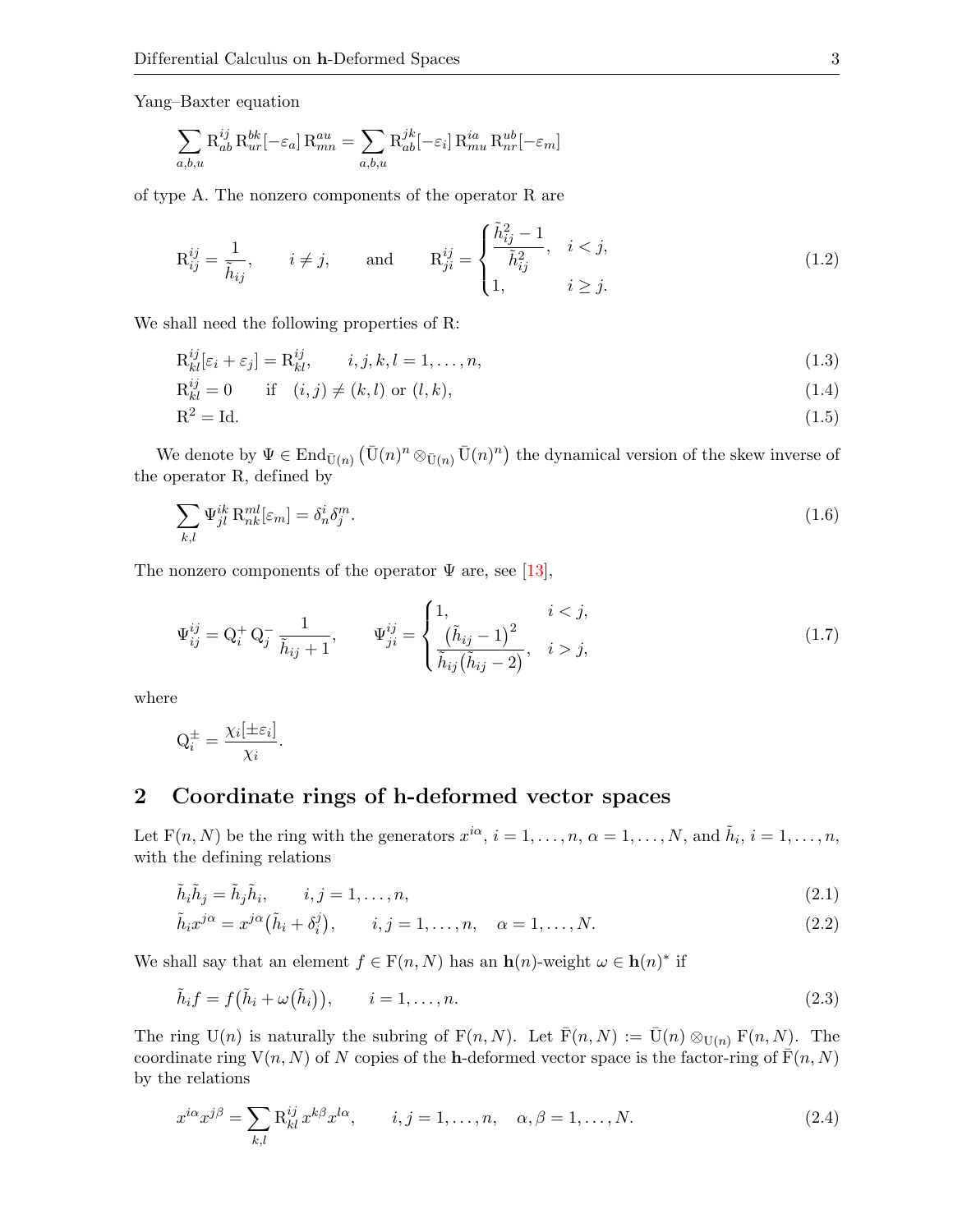Yang–Baxter equation

$$\sum_{a,b,u} \mathrm{R}^{ij}_{ab}\, \mathrm{R}^{bk}_{ur}[-\varepsilon_a]\, \mathrm{R}^{au}_{mn} = \sum_{a,b,u} \mathrm{R}^{jk}_{ab}[-\varepsilon_i]\, \mathrm{R}^{ia}_{mu}\, \mathrm{R}^{ub}_{nr}[-\varepsilon_m]$$

of type A. The nonzero components of the operator R are

$$\mathrm{R}^{ij}_{ij} = \frac{1}{\tilde{h}_{ij}}, \qquad i \neq j, \qquad \text{and} \qquad \mathrm{R}^{ij}_{ji} = \begin{cases} \dfrac{\tilde{h}_{ij}^2 - 1}{\tilde{h}_{ij}^2}, & i < j, \\ 1, & i \geq j. \end{cases} \tag{1.2}$$

We shall need the following properties of R:

$$\mathrm{R}^{ij}_{kl}[\varepsilon_i + \varepsilon_j] = \mathrm{R}^{ij}_{kl}, \qquad i,j,k,l = 1,\dots,n, \tag{1.3}$$

$$\mathrm{R}^{ij}_{kl} = 0 \qquad \text{if} \quad (i,j) \neq (k,l) \text{ or } (l,k), \tag{1.4}$$

$$\mathrm{R}^2 = \mathrm{Id}. \tag{1.5}$$

We denote by $\Psi \in \mathrm{End}_{\bar{\mathrm{U}}(n)}\left(\bar{\mathrm{U}}(n)^n \otimes_{\bar{\mathrm{U}}(n)} \bar{\mathrm{U}}(n)^n\right)$ the dynamical version of the skew inverse of the operator R, defined by

$$\sum_{k,l} \Psi^{ik}_{jl}\, \mathrm{R}^{ml}_{nk}[\varepsilon_m] = \delta^i_n \delta^m_j. \tag{1.6}$$

The nonzero components of the operator $\Psi$ are, see [13],

$$\Psi^{ij}_{ij} = \mathrm{Q}^+_i\, \mathrm{Q}^-_j\, \frac{1}{\tilde{h}_{ij} + 1}, \qquad \Psi^{ij}_{ji} = \begin{cases} 1, & i < j, \\ \dfrac{\left(\tilde{h}_{ij} - 1\right)^2}{\tilde{h}_{ij}\left(\tilde{h}_{ij} - 2\right)}, & i > j, \end{cases} \tag{1.7}$$

where

$$\mathrm{Q}^\pm_i = \frac{\chi_i[\pm\varepsilon_i]}{\chi_i}.$$

## 2 Coordinate rings of h-deformed vector spaces

Let $\mathrm{F}(n,N)$ be the ring with the generators $x^{i\alpha}$, $i = 1,\dots,n$, $\alpha = 1,\dots,N$, and $\tilde{h}_i$, $i = 1,\dots,n$, with the defining relations

$$\tilde{h}_i \tilde{h}_j = \tilde{h}_j \tilde{h}_i, \qquad i,j = 1,\dots,n, \tag{2.1}$$

$$\tilde{h}_i x^{j\alpha} = x^{j\alpha}\left(\tilde{h}_i + \delta^j_i\right), \qquad i,j = 1,\dots,n, \quad \alpha = 1,\dots,N. \tag{2.2}$$

We shall say that an element $f \in \mathrm{F}(n,N)$ has an $\mathbf{h}(n)$-weight $\omega \in \mathbf{h}(n)^*$ if

$$\tilde{h}_i f = f\left(\tilde{h}_i + \omega\left(\tilde{h}_i\right)\right), \qquad i = 1,\dots,n. \tag{2.3}$$

The ring $\mathrm{U}(n)$ is naturally the subring of $\mathrm{F}(n,N)$. Let $\bar{\mathrm{F}}(n,N) := \bar{\mathrm{U}}(n) \otimes_{\mathrm{U}(n)} \mathrm{F}(n,N)$. The coordinate ring $\mathrm{V}(n,N)$ of $N$ copies of the $\mathbf{h}$-deformed vector space is the factor-ring of $\bar{\mathrm{F}}(n,N)$ by the relations

$$x^{i\alpha} x^{j\beta} = \sum_{k,l} \mathrm{R}^{ij}_{kl}\, x^{k\beta} x^{l\alpha}, \qquad i,j = 1,\dots,n, \quad \alpha,\beta = 1,\dots,N. \tag{2.4}$$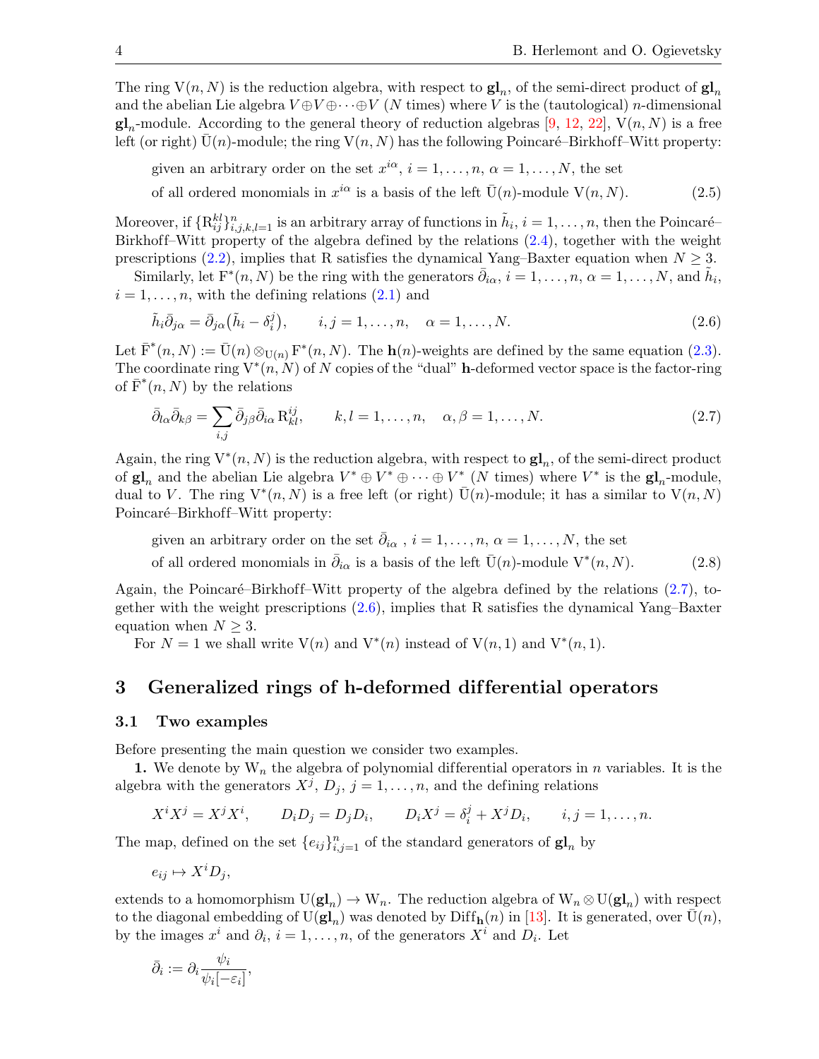The ring $\mathrm{V}(n,N)$ is the reduction algebra, with respect to $\mathbf{gl}_n$, of the semi-direct product of $\mathbf{gl}_n$ and the abelian Lie algebra $V\oplus V\oplus\cdots\oplus V$ ($N$ times) where $V$ is the (tautological) $n$-dimensional $\mathbf{gl}_n$-module. According to the general theory of reduction algebras [9, 12, 22], $\mathrm{V}(n,N)$ is a free left (or right) $\bar{\mathrm{U}}(n)$-module; the ring $\mathrm{V}(n,N)$ has the following Poincaré–Birkhoff–Witt property:

$$\begin{aligned}&\text{given an arbitrary order on the set } x^{i\alpha},\ i=1,\dots,n,\ \alpha=1,\dots,N, \text{ the set}\\ &\text{of all ordered monomials in } x^{i\alpha} \text{ is a basis of the left } \bar{\mathrm{U}}(n)\text{-module } \mathrm{V}(n,N).\end{aligned} \tag{2.5}$$

Moreover, if $\{\mathrm{R}^{kl}_{ij}\}^n_{i,j,k,l=1}$ is an arbitrary array of functions in $\tilde{h}_i$, $i=1,\dots,n$, then the Poincaré–Birkhoff–Witt property of the algebra defined by the relations (2.4), together with the weight prescriptions (2.2), implies that $\mathrm{R}$ satisfies the dynamical Yang–Baxter equation when $N\geq 3$.

Similarly, let $\mathrm{F}^*(n,N)$ be the ring with the generators $\bar{\partial}_{i\alpha}$, $i=1,\dots,n$, $\alpha=1,\dots,N$, and $\tilde{h}_i$, $i=1,\dots,n$, with the defining relations (2.1) and

$$\tilde{h}_i\bar{\partial}_{j\alpha}=\bar{\partial}_{j\alpha}\big(\tilde{h}_i-\delta^j_i\big),\qquad i,j=1,\dots,n,\quad \alpha=1,\dots,N. \tag{2.6}$$

Let $\bar{\mathrm{F}}^*(n,N):=\bar{\mathrm{U}}(n)\otimes_{\mathrm{U}(n)}\mathrm{F}^*(n,N)$. The $\mathbf{h}(n)$-weights are defined by the same equation (2.3). The coordinate ring $\mathrm{V}^*(n,N)$ of $N$ copies of the "dual" $\mathbf{h}$-deformed vector space is the factor-ring of $\bar{\mathrm{F}}^*(n,N)$ by the relations

$$\bar{\partial}_{l\alpha}\bar{\partial}_{k\beta}=\sum_{i,j}\bar{\partial}_{j\beta}\bar{\partial}_{i\alpha}\,\mathrm{R}^{ij}_{kl},\qquad k,l=1,\dots,n,\quad \alpha,\beta=1,\dots,N. \tag{2.7}$$

Again, the ring $\mathrm{V}^*(n,N)$ is the reduction algebra, with respect to $\mathbf{gl}_n$, of the semi-direct product of $\mathbf{gl}_n$ and the abelian Lie algebra $V^*\oplus V^*\oplus\cdots\oplus V^*$ ($N$ times) where $V^*$ is the $\mathbf{gl}_n$-module, dual to $V$. The ring $\mathrm{V}^*(n,N)$ is a free left (or right) $\bar{\mathrm{U}}(n)$-module; it has a similar to $\mathrm{V}(n,N)$ Poincaré–Birkhoff–Witt property:

$$\begin{aligned}&\text{given an arbitrary order on the set } \bar{\partial}_{i\alpha}\ ,\ i=1,\dots,n,\ \alpha=1,\dots,N, \text{ the set}\\ &\text{of all ordered monomials in } \bar{\partial}_{i\alpha} \text{ is a basis of the left } \bar{\mathrm{U}}(n)\text{-module } \mathrm{V}^*(n,N).\end{aligned} \tag{2.8}$$

Again, the Poincaré–Birkhoff–Witt property of the algebra defined by the relations (2.7), together with the weight prescriptions (2.6), implies that $\mathrm{R}$ satisfies the dynamical Yang–Baxter equation when $N\geq 3$.

For $N=1$ we shall write $\mathrm{V}(n)$ and $\mathrm{V}^*(n)$ instead of $\mathrm{V}(n,1)$ and $\mathrm{V}^*(n,1)$.

## 3 Generalized rings of h-deformed differential operators

### 3.1 Two examples

Before presenting the main question we consider two examples.

**1.** We denote by $\mathrm{W}_n$ the algebra of polynomial differential operators in $n$ variables. It is the algebra with the generators $X^j$, $D_j$, $j=1,\dots,n$, and the defining relations

$$X^iX^j=X^jX^i,\qquad D_iD_j=D_jD_i,\qquad D_iX^j=\delta^j_i+X^jD_i,\qquad i,j=1,\dots,n.$$

The map, defined on the set $\{e_{ij}\}^n_{i,j=1}$ of the standard generators of $\mathbf{gl}_n$ by

$$e_{ij}\mapsto X^iD_j,$$

extends to a homomorphism $\mathrm{U}(\mathbf{gl}_n)\to\mathrm{W}_n$. The reduction algebra of $\mathrm{W}_n\otimes\mathrm{U}(\mathbf{gl}_n)$ with respect to the diagonal embedding of $\mathrm{U}(\mathbf{gl}_n)$ was denoted by $\mathrm{Diff}_{\mathbf{h}}(n)$ in [13]. It is generated, over $\bar{\mathrm{U}}(n)$, by the images $x^i$ and $\partial_i$, $i=1,\dots,n$, of the generators $X^i$ and $D_i$. Let

$$\bar{\partial}_i:=\partial_i\frac{\psi_i}{\psi_i[-\varepsilon_i]},$$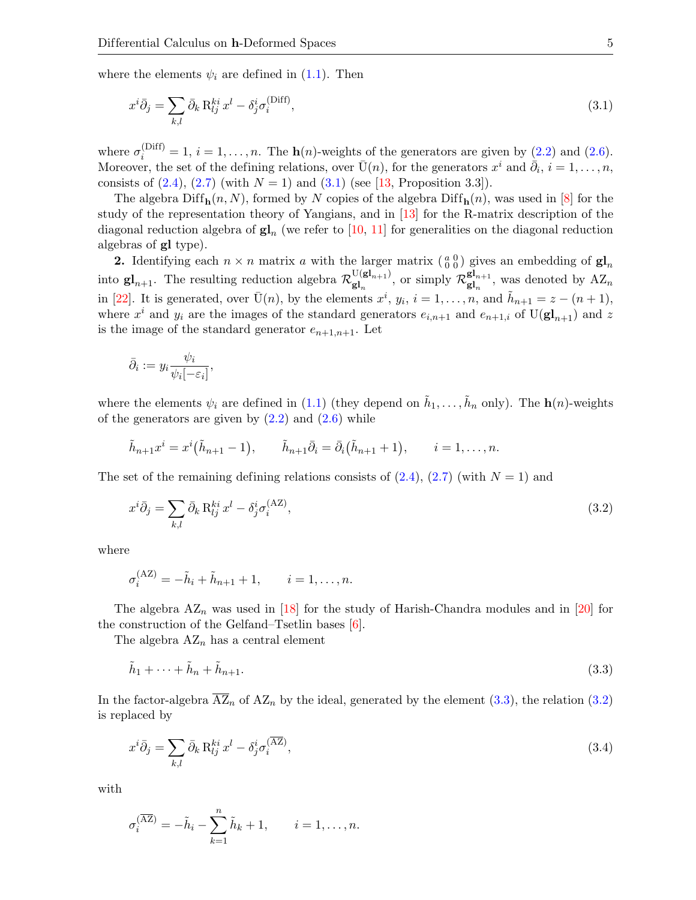where the elements $\psi_i$ are defined in (1.1). Then

$$x^i \bar{\partial}_j = \sum_{k,l} \bar{\partial}_k \, \mathrm{R}^{ki}_{lj} \, x^l - \delta^i_j \sigma^{(\mathrm{Diff})}_i, \tag{3.1}$$

where $\sigma^{(\mathrm{Diff})}_i = 1$, $i = 1, \ldots, n$. The $\mathbf{h}(n)$-weights of the generators are given by (2.2) and (2.6). Moreover, the set of the defining relations, over $\bar{\mathrm{U}}(n)$, for the generators $x^i$ and $\bar{\partial}_i$, $i = 1, \ldots, n$, consists of (2.4), (2.7) (with $N = 1$) and (3.1) (see [13, Proposition 3.3]).

The algebra $\mathrm{Diff}_{\mathbf{h}}(n, N)$, formed by $N$ copies of the algebra $\mathrm{Diff}_{\mathbf{h}}(n)$, was used in [8] for the study of the representation theory of Yangians, and in [13] for the R-matrix description of the diagonal reduction algebra of $\mathbf{gl}_n$ (we refer to [10, 11] for generalities on the diagonal reduction algebras of $\mathbf{gl}$ type).

**2.** Identifying each $n \times n$ matrix $a$ with the larger matrix $\left(\begin{smallmatrix} a & 0 \\ 0 & 0 \end{smallmatrix}\right)$ gives an embedding of $\mathbf{gl}_n$ into $\mathbf{gl}_{n+1}$. The resulting reduction algebra $\mathcal{R}^{\mathrm{U}(\mathbf{gl}_{n+1})}_{\mathbf{gl}_n}$, or simply $\mathcal{R}^{\mathbf{gl}_{n+1}}_{\mathbf{gl}_n}$, was denoted by $\mathrm{AZ}_n$ in [22]. It is generated, over $\bar{\mathrm{U}}(n)$, by the elements $x^i$, $y_i$, $i = 1, \ldots, n$, and $\tilde{h}_{n+1} = z - (n+1)$, where $x^i$ and $y_i$ are the images of the standard generators $e_{i,n+1}$ and $e_{n+1,i}$ of $\mathrm{U}(\mathbf{gl}_{n+1})$ and $z$ is the image of the standard generator $e_{n+1,n+1}$. Let

$$\bar{\partial}_i := y_i \frac{\psi_i}{\psi_i[-\varepsilon_i]},$$

where the elements $\psi_i$ are defined in (1.1) (they depend on $\tilde{h}_1, \ldots, \tilde{h}_n$ only). The $\mathbf{h}(n)$-weights of the generators are given by (2.2) and (2.6) while

$$\tilde{h}_{n+1} x^i = x^i \big(\tilde{h}_{n+1} - 1\big), \qquad \tilde{h}_{n+1} \bar{\partial}_i = \bar{\partial}_i \big(\tilde{h}_{n+1} + 1\big), \qquad i = 1, \ldots, n.$$

The set of the remaining defining relations consists of (2.4), (2.7) (with $N = 1$) and

$$x^i \bar{\partial}_j = \sum_{k,l} \bar{\partial}_k \, \mathrm{R}^{ki}_{lj} \, x^l - \delta^i_j \sigma^{(\mathrm{AZ})}_i, \tag{3.2}$$

where

$$\sigma^{(\mathrm{AZ})}_i = -\tilde{h}_i + \tilde{h}_{n+1} + 1, \qquad i = 1, \ldots, n.$$

The algebra $\mathrm{AZ}_n$ was used in [18] for the study of Harish-Chandra modules and in [20] for the construction of the Gelfand–Tsetlin bases [6].

The algebra $\mathrm{AZ}_n$ has a central element

$$\tilde{h}_1 + \cdots + \tilde{h}_n + \tilde{h}_{n+1}. \tag{3.3}$$

In the factor-algebra $\overline{\mathrm{AZ}}_n$ of $\mathrm{AZ}_n$ by the ideal, generated by the element (3.3), the relation (3.2) is replaced by

$$x^i \bar{\partial}_j = \sum_{k,l} \bar{\partial}_k \, \mathrm{R}^{ki}_{lj} \, x^l - \delta^i_j \sigma^{(\overline{\mathrm{AZ}})}_i, \tag{3.4}$$

with

$$\sigma^{(\overline{\mathrm{AZ}})}_i = -\tilde{h}_i - \sum_{k=1}^{n} \tilde{h}_k + 1, \qquad i = 1, \ldots, n.$$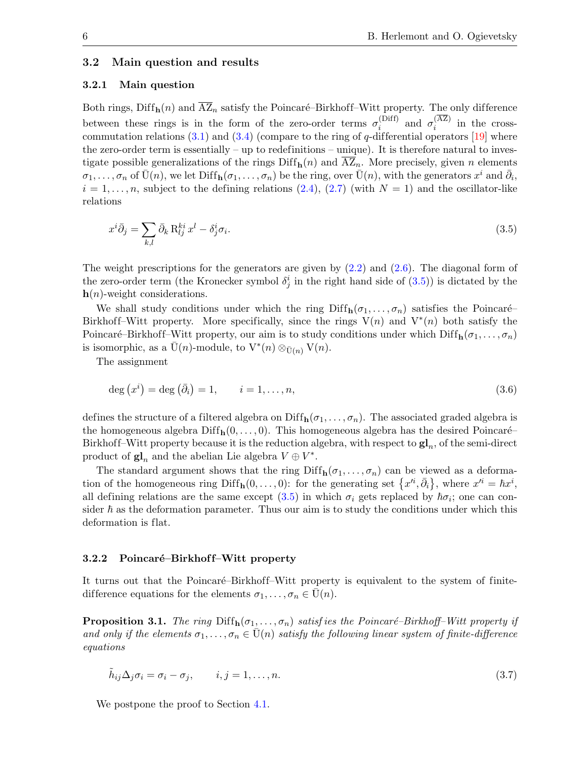### 3.2 Main question and results

#### 3.2.1 Main question

Both rings, $\mathrm{Diff}_{\mathbf{h}}(n)$ and $\overline{\mathrm{AZ}}_n$ satisfy the Poincaré–Birkhoff–Witt property. The only difference between these rings is in the form of the zero-order terms $\sigma_i^{(\mathrm{Diff})}$ and $\sigma_i^{(\mathrm{AZ})}$ in the cross-commutation relations (3.1) and (3.4) (compare to the ring of $q$-differential operators [19] where the zero-order term is essentially – up to redefinitions – unique). It is therefore natural to investigate possible generalizations of the rings $\mathrm{Diff}_{\mathbf{h}}(n)$ and $\overline{\mathrm{AZ}}_n$. More precisely, given $n$ elements $\sigma_1, \dots, \sigma_n$ of $\bar{\mathrm{U}}(n)$, we let $\mathrm{Diff}_{\mathbf{h}}(\sigma_1, \dots, \sigma_n)$ be the ring, over $\bar{\mathrm{U}}(n)$, with the generators $x^i$ and $\bar{\partial}_i$, $i = 1, \dots, n$, subject to the defining relations (2.4), (2.7) (with $N = 1$) and the oscillator-like relations

$$
x^i \bar{\partial}_j = \sum_{k,l} \bar{\partial}_k \, \mathrm{R}_{lj}^{ki} \, x^l - \delta_j^i \sigma_i. \tag{3.5}
$$

The weight prescriptions for the generators are given by (2.2) and (2.6). The diagonal form of the zero-order term (the Kronecker symbol $\delta_j^i$ in the right hand side of (3.5)) is dictated by the $\mathbf{h}(n)$-weight considerations.

We shall study conditions under which the ring $\mathrm{Diff}_{\mathbf{h}}(\sigma_1, \dots, \sigma_n)$ satisfies the Poincaré–Birkhoff–Witt property. More specifically, since the rings $\mathrm{V}(n)$ and $\mathrm{V}^*(n)$ both satisfy the Poincaré–Birkhoff–Witt property, our aim is to study conditions under which $\mathrm{Diff}_{\mathbf{h}}(\sigma_1, \dots, \sigma_n)$ is isomorphic, as a $\bar{\mathrm{U}}(n)$-module, to $\mathrm{V}^*(n) \otimes_{\bar{\mathrm{U}}(n)} \mathrm{V}(n)$.

The assignment

$$
\deg\left(x^i\right) = \deg\left(\bar{\partial}_i\right) = 1, \qquad i = 1, \dots, n, \tag{3.6}
$$

defines the structure of a filtered algebra on $\mathrm{Diff}_{\mathbf{h}}(\sigma_1, \dots, \sigma_n)$. The associated graded algebra is the homogeneous algebra $\mathrm{Diff}_{\mathbf{h}}(0, \dots, 0)$. This homogeneous algebra has the desired Poincaré–Birkhoff–Witt property because it is the reduction algebra, with respect to $\mathbf{gl}_n$, of the semi-direct product of $\mathbf{gl}_n$ and the abelian Lie algebra $V \oplus V^*$.

The standard argument shows that the ring $\mathrm{Diff}_{\mathbf{h}}(\sigma_1, \dots, \sigma_n)$ can be viewed as a deformation of the homogeneous ring $\mathrm{Diff}_{\mathbf{h}}(0, \dots, 0)$: for the generating set $\left\{x'^i, \bar{\partial}_i\right\}$, where $x'^i = \hbar x^i$, all defining relations are the same except (3.5) in which $\sigma_i$ gets replaced by $\hbar \sigma_i$; one can consider $\hbar$ as the deformation parameter. Thus our aim is to study the conditions under which this deformation is flat.

#### 3.2.2 Poincaré–Birkhoff–Witt property

It turns out that the Poincaré–Birkhoff–Witt property is equivalent to the system of finite-difference equations for the elements $\sigma_1, \dots, \sigma_n \in \bar{\mathrm{U}}(n)$.

**Proposition 3.1.** *The ring $\mathrm{Diff}_{\mathbf{h}}(\sigma_1, \dots, \sigma_n)$ satisfies the Poincaré–Birkhoff–Witt property if and only if the elements $\sigma_1, \dots, \sigma_n \in \bar{\mathrm{U}}(n)$ satisfy the following linear system of finite-difference equations*

$$
\tilde{h}_{ij} \Delta_j \sigma_i = \sigma_i - \sigma_j, \qquad i, j = 1, \dots, n. \tag{3.7}
$$

We postpone the proof to Section 4.1.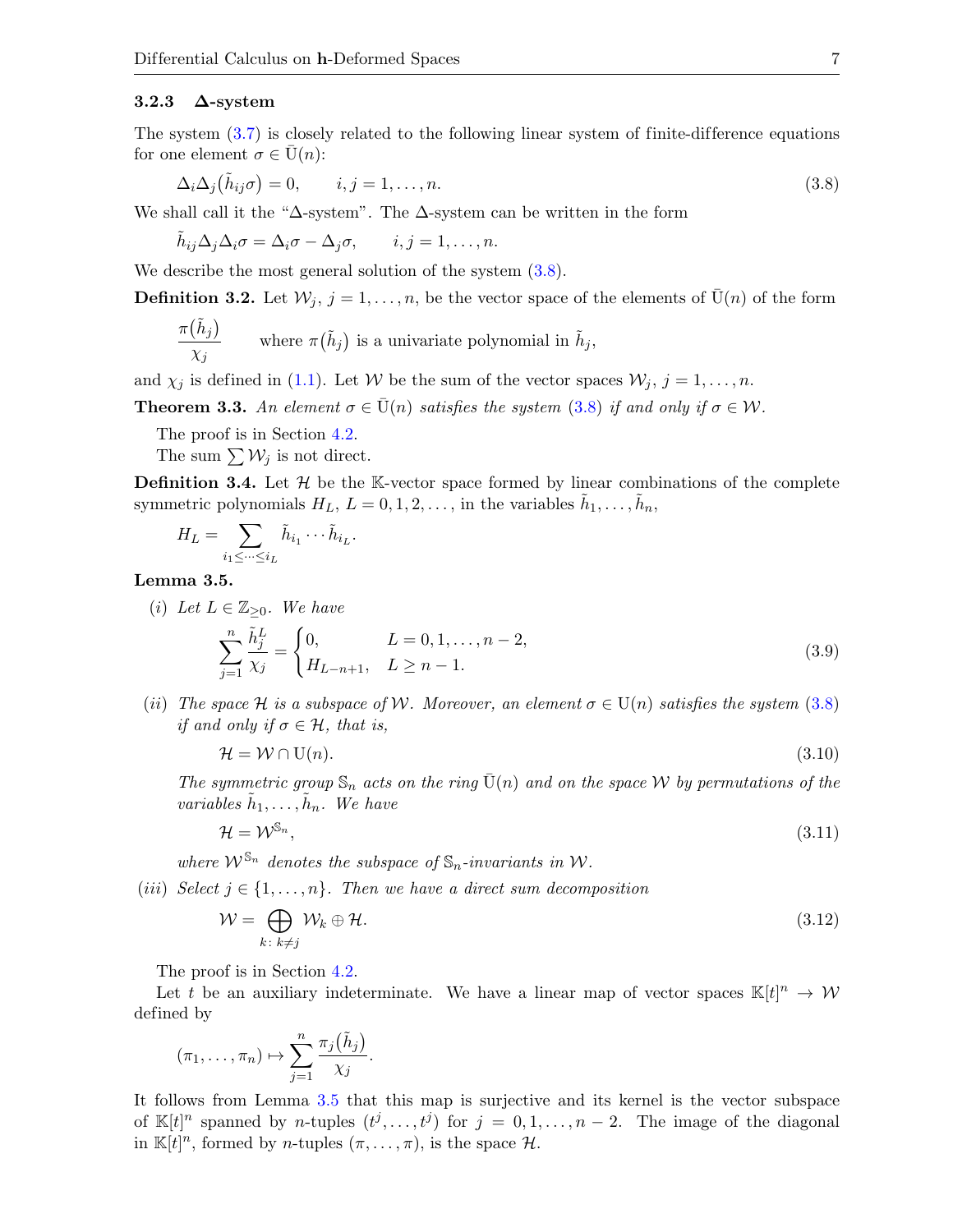### 3.2.3 $\Delta$-system

The system (3.7) is closely related to the following linear system of finite-difference equations for one element $\sigma \in \bar{\mathrm{U}}(n)$:

$$\Delta_i \Delta_j \big(\tilde{h}_{ij}\sigma\big) = 0, \qquad i,j = 1,\dots,n. \tag{3.8}$$

We shall call it the "$\Delta$-system". The $\Delta$-system can be written in the form

$$\tilde{h}_{ij}\Delta_j\Delta_i\sigma = \Delta_i\sigma - \Delta_j\sigma, \qquad i,j = 1,\dots,n.$$

We describe the most general solution of the system (3.8).

**Definition 3.2.** Let $\mathcal{W}_j$, $j = 1,\dots,n$, be the vector space of the elements of $\bar{\mathrm{U}}(n)$ of the form

$$\frac{\pi(\tilde{h}_j)}{\chi_j} \qquad \text{where } \pi(\tilde{h}_j) \text{ is a univariate polynomial in } \tilde{h}_j,$$

and $\chi_j$ is defined in (1.1). Let $\mathcal{W}$ be the sum of the vector spaces $\mathcal{W}_j$, $j = 1,\dots,n$.

**Theorem 3.3.** *An element $\sigma \in \bar{\mathrm{U}}(n)$ satisfies the system (3.8) if and only if $\sigma \in \mathcal{W}$.*

The proof is in Section 4.2.

The sum $\sum \mathcal{W}_j$ is not direct.

**Definition 3.4.** Let $\mathcal{H}$ be the $\mathbb{K}$-vector space formed by linear combinations of the complete symmetric polynomials $H_L$, $L = 0,1,2,\dots$, in the variables $\tilde{h}_1,\dots,\tilde{h}_n$,

$$H_L = \sum_{i_1 \le \dots \le i_L} \tilde{h}_{i_1}\cdots\tilde{h}_{i_L}.$$

**Lemma 3.5.**

(*i*) *Let $L \in \mathbb{Z}_{\ge 0}$. We have*

$$\sum_{j=1}^{n} \frac{\tilde{h}_j^L}{\chi_j} = \begin{cases} 0, & L = 0,1,\dots,n-2, \\ H_{L-n+1}, & L \ge n-1. \end{cases} \tag{3.9}$$

(*ii*) *The space $\mathcal{H}$ is a subspace of $\mathcal{W}$. Moreover, an element $\sigma \in \mathrm{U}(n)$ satisfies the system (3.8) if and only if $\sigma \in \mathcal{H}$, that is,*

$$\mathcal{H} = \mathcal{W} \cap \mathrm{U}(n). \tag{3.10}$$

*The symmetric group $\mathbb{S}_n$ acts on the ring $\bar{\mathrm{U}}(n)$ and on the space $\mathcal{W}$ by permutations of the variables $\tilde{h}_1,\dots,\tilde{h}_n$. We have*

$$\mathcal{H} = \mathcal{W}^{\mathbb{S}_n}, \tag{3.11}$$

*where $\mathcal{W}^{\mathbb{S}_n}$ denotes the subspace of $\mathbb{S}_n$-invariants in $\mathcal{W}$.*

(*iii*) *Select $j \in \{1,\dots,n\}$. Then we have a direct sum decomposition*

$$\mathcal{W} = \bigoplus_{k:\, k \ne j} \mathcal{W}_k \oplus \mathcal{H}. \tag{3.12}$$

The proof is in Section 4.2.

Let $t$ be an auxiliary indeterminate. We have a linear map of vector spaces $\mathbb{K}[t]^n \to \mathcal{W}$ defined by

$$(\pi_1,\dots,\pi_n) \mapsto \sum_{j=1}^{n} \frac{\pi_j(\tilde{h}_j)}{\chi_j}.$$

It follows from Lemma 3.5 that this map is surjective and its kernel is the vector subspace of $\mathbb{K}[t]^n$ spanned by $n$-tuples $(t^j,\dots,t^j)$ for $j = 0,1,\dots,n-2$. The image of the diagonal in $\mathbb{K}[t]^n$, formed by $n$-tuples $(\pi,\dots,\pi)$, is the space $\mathcal{H}$.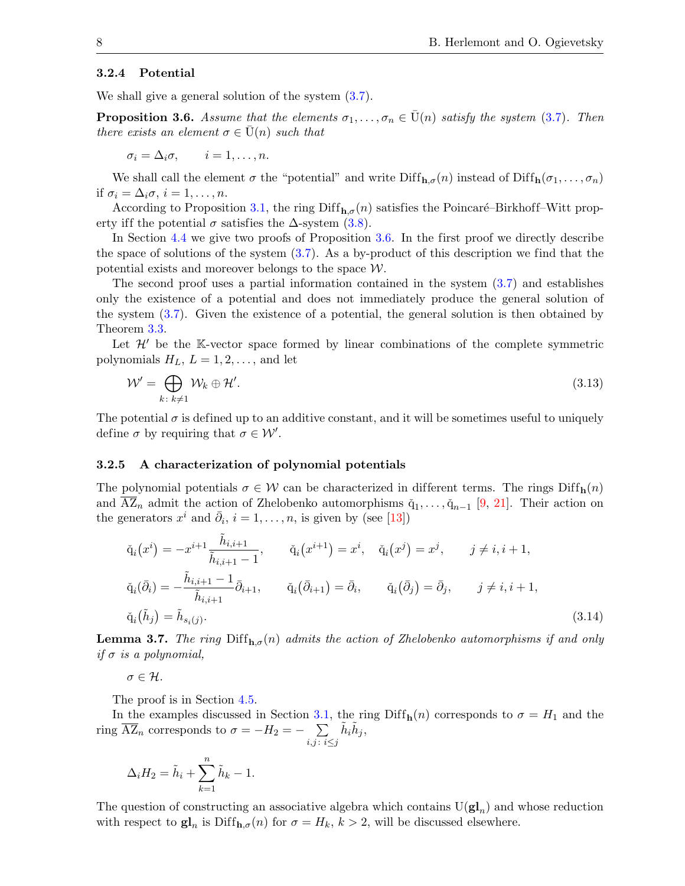#### 3.2.4 Potential

We shall give a general solution of the system (3.7).

**Proposition 3.6.** *Assume that the elements $\sigma_1,\dots,\sigma_n \in \bar{\mathrm{U}}(n)$ satisfy the system (3.7). Then there exists an element $\sigma \in \bar{\mathrm{U}}(n)$ such that*

$$\sigma_i = \Delta_i \sigma, \qquad i = 1,\dots,n.$$

We shall call the element $\sigma$ the "potential" and write $\mathrm{Diff}_{\mathbf{h},\sigma}(n)$ instead of $\mathrm{Diff}_{\mathbf{h}}(\sigma_1,\dots,\sigma_n)$ if $\sigma_i = \Delta_i\sigma$, $i = 1,\dots,n$.

According to Proposition 3.1, the ring $\mathrm{Diff}_{\mathbf{h},\sigma}(n)$ satisfies the Poincaré–Birkhoff–Witt property iff the potential $\sigma$ satisfies the $\Delta$-system (3.8).

In Section 4.4 we give two proofs of Proposition 3.6. In the first proof we directly describe the space of solutions of the system (3.7). As a by-product of this description we find that the potential exists and moreover belongs to the space $\mathcal{W}$.

The second proof uses a partial information contained in the system (3.7) and establishes only the existence of a potential and does not immediately produce the general solution of the system (3.7). Given the existence of a potential, the general solution is then obtained by Theorem 3.3.

Let $\mathcal{H}'$ be the $\mathbb{K}$-vector space formed by linear combinations of the complete symmetric polynomials $H_L$, $L = 1,2,\dots$, and let

$$\mathcal{W}' = \bigoplus_{k\colon k\neq 1} \mathcal{W}_k \oplus \mathcal{H}'. \tag{3.13}$$

The potential $\sigma$ is defined up to an additive constant, and it will be sometimes useful to uniquely define $\sigma$ by requiring that $\sigma \in \mathcal{W}'$.

#### 3.2.5 A characterization of polynomial potentials

The polynomial potentials $\sigma \in \mathcal{W}$ can be characterized in different terms. The rings $\mathrm{Diff}_{\mathbf{h}}(n)$ and $\overline{\mathrm{AZ}}_n$ admit the action of Zhelobenko automorphisms $\check{\mathrm{q}}_1,\dots,\check{\mathrm{q}}_{n-1}$ [9, 21]. Their action on the generators $x^i$ and $\bar{\partial}_i$, $i = 1,\dots,n$, is given by (see [13])

$$\begin{aligned}
&\check{\mathrm{q}}_i(x^i) = -x^{i+1}\frac{\tilde{h}_{i,i+1}}{\tilde{h}_{i,i+1}-1}, \qquad \check{\mathrm{q}}_i(x^{i+1}) = x^i, \quad \check{\mathrm{q}}_i(x^j) = x^j, \qquad j \neq i, i+1,\\
&\check{\mathrm{q}}_i(\bar{\partial}_i) = -\frac{\tilde{h}_{i,i+1}-1}{\tilde{h}_{i,i+1}}\bar{\partial}_{i+1}, \qquad \check{\mathrm{q}}_i(\bar{\partial}_{i+1}) = \bar{\partial}_i, \qquad \check{\mathrm{q}}_i(\bar{\partial}_j) = \bar{\partial}_j, \qquad j \neq i, i+1,\\
&\check{\mathrm{q}}_i(\tilde{h}_j) = \tilde{h}_{s_i(j)}.
\end{aligned} \tag{3.14}$$

**Lemma 3.7.** *The ring $\mathrm{Diff}_{\mathbf{h},\sigma}(n)$ admits the action of Zhelobenko automorphisms if and only if $\sigma$ is a polynomial,*

$$\sigma \in \mathcal{H}.$$

The proof is in Section 4.5.

In the examples discussed in Section 3.1, the ring $\mathrm{Diff}_{\mathbf{h}}(n)$ corresponds to $\sigma = H_1$ and the ring $\overline{\mathrm{AZ}}_n$ corresponds to $\sigma = -H_2 = -\sum\limits_{i,j\colon i\leq j} \tilde{h}_i\tilde{h}_j$,

$$\Delta_i H_2 = \tilde{h}_i + \sum_{k=1}^{n} \tilde{h}_k - 1.$$

The question of constructing an associative algebra which contains $\mathrm{U}(\mathbf{gl}_n)$ and whose reduction with respect to $\mathbf{gl}_n$ is $\mathrm{Diff}_{\mathbf{h},\sigma}(n)$ for $\sigma = H_k$, $k > 2$, will be discussed elsewhere.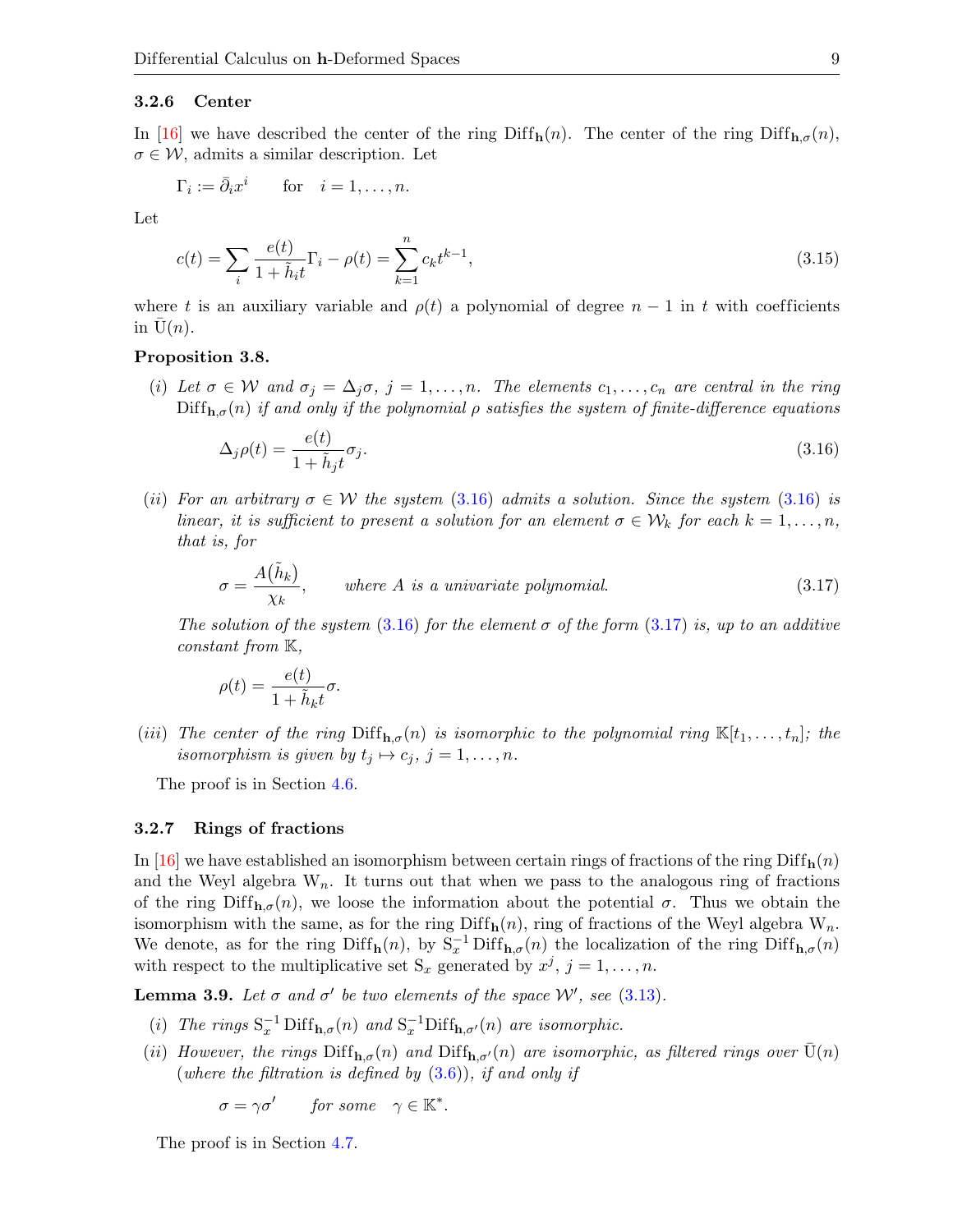### 3.2.6 Center

In [16] we have described the center of the ring $\mathrm{Diff}_{\mathbf{h}}(n)$. The center of the ring $\mathrm{Diff}_{\mathbf{h},\sigma}(n)$, $\sigma \in \mathcal{W}$, admits a similar description. Let

$$\Gamma_i := \bar{\partial}_i x^i \qquad \text{for} \quad i = 1, \ldots, n.$$

Let

$$c(t) = \sum_i \frac{e(t)}{1 + \tilde{h}_i t} \Gamma_i - \rho(t) = \sum_{k=1}^{n} c_k t^{k-1}, \tag{3.15}$$

where $t$ is an auxiliary variable and $\rho(t)$ a polynomial of degree $n-1$ in $t$ with coefficients in $\bar{\mathrm{U}}(n)$.

**Proposition 3.8.**

(*i*) *Let $\sigma \in \mathcal{W}$ and $\sigma_j = \Delta_j \sigma$, $j = 1, \ldots, n$. The elements $c_1, \ldots, c_n$ are central in the ring $\mathrm{Diff}_{\mathbf{h},\sigma}(n)$ if and only if the polynomial $\rho$ satisfies the system of finite-difference equations*

$$\Delta_j \rho(t) = \frac{e(t)}{1 + \tilde{h}_j t} \sigma_j. \tag{3.16}$$

(*ii*) *For an arbitrary $\sigma \in \mathcal{W}$ the system (3.16) admits a solution. Since the system (3.16) is linear, it is sufficient to present a solution for an element $\sigma \in \mathcal{W}_k$ for each $k = 1, \ldots, n$, that is, for*

$$\sigma = \frac{A(\tilde{h}_k)}{\chi_k}, \qquad \text{where } A \text{ is a univariate polynomial.} \tag{3.17}$$

*The solution of the system (3.16) for the element $\sigma$ of the form (3.17) is, up to an additive constant from $\mathbb{K}$,*

$$\rho(t) = \frac{e(t)}{1 + \tilde{h}_k t} \sigma.$$

(*iii*) *The center of the ring $\mathrm{Diff}_{\mathbf{h},\sigma}(n)$ is isomorphic to the polynomial ring $\mathbb{K}[t_1, \ldots, t_n]$; the isomorphism is given by $t_j \mapsto c_j$, $j = 1, \ldots, n$.*

The proof is in Section 4.6.

### 3.2.7 Rings of fractions

In [16] we have established an isomorphism between certain rings of fractions of the ring $\mathrm{Diff}_{\mathbf{h}}(n)$ and the Weyl algebra $\mathrm{W}_n$. It turns out that when we pass to the analogous ring of fractions of the ring $\mathrm{Diff}_{\mathbf{h},\sigma}(n)$, we loose the information about the potential $\sigma$. Thus we obtain the isomorphism with the same, as for the ring $\mathrm{Diff}_{\mathbf{h}}(n)$, ring of fractions of the Weyl algebra $\mathrm{W}_n$. We denote, as for the ring $\mathrm{Diff}_{\mathbf{h}}(n)$, by $\mathrm{S}_x^{-1}\,\mathrm{Diff}_{\mathbf{h},\sigma}(n)$ the localization of the ring $\mathrm{Diff}_{\mathbf{h},\sigma}(n)$ with respect to the multiplicative set $\mathrm{S}_x$ generated by $x^j$, $j = 1, \ldots, n$.

**Lemma 3.9.** *Let $\sigma$ and $\sigma'$ be two elements of the space $\mathcal{W}'$, see (3.13).*

(*i*) *The rings $\mathrm{S}_x^{-1}\,\mathrm{Diff}_{\mathbf{h},\sigma}(n)$ and $\mathrm{S}_x^{-1}\mathrm{Diff}_{\mathbf{h},\sigma'}(n)$ are isomorphic.*

(*ii*) *However, the rings $\mathrm{Diff}_{\mathbf{h},\sigma}(n)$ and $\mathrm{Diff}_{\mathbf{h},\sigma'}(n)$ are isomorphic, as filtered rings over $\bar{\mathrm{U}}(n)$ (where the filtration is defined by (3.6)), if and only if*

$$\sigma = \gamma \sigma' \qquad \text{for some} \quad \gamma \in \mathbb{K}^*.$$

The proof is in Section 4.7.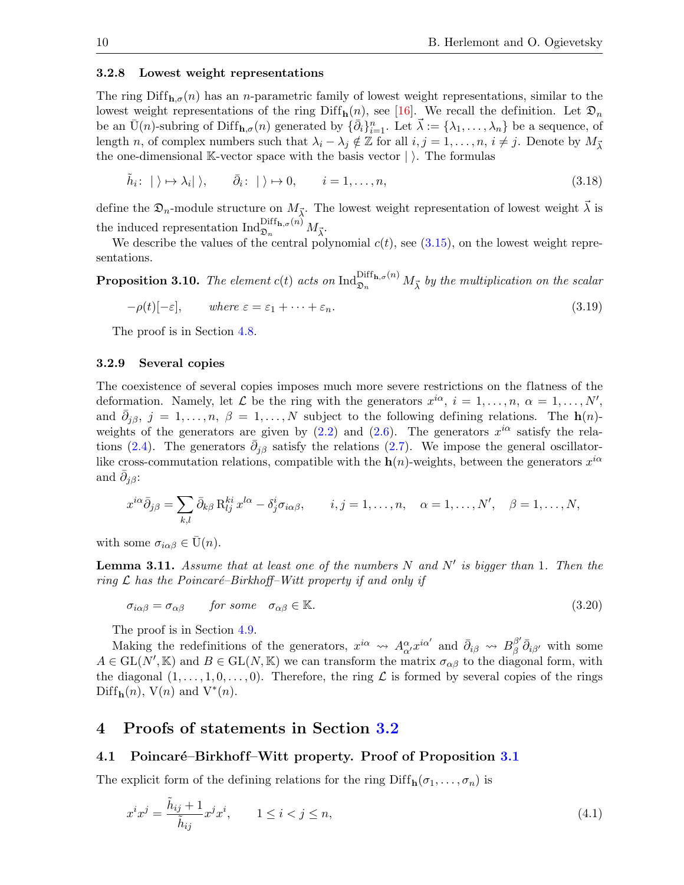#### 3.2.8 Lowest weight representations

The ring $\mathrm{Diff}_{\mathbf{h},\sigma}(n)$ has an $n$-parametric family of lowest weight representations, similar to the lowest weight representations of the ring $\mathrm{Diff}_{\mathbf{h}}(n)$, see [16]. We recall the definition. Let $\mathfrak{D}_n$ be an $\bar{\mathrm{U}}(n)$-subring of $\mathrm{Diff}_{\mathbf{h},\sigma}(n)$ generated by $\{\bar{\partial}_i\}_{i=1}^n$. Let $\vec{\lambda} := \{\lambda_1, \dots, \lambda_n\}$ be a sequence, of length $n$, of complex numbers such that $\lambda_i - \lambda_j \notin \mathbb{Z}$ for all $i, j = 1, \dots, n$, $i \neq j$. Denote by $M_{\vec{\lambda}}$ the one-dimensional $\mathbb{K}$-vector space with the basis vector $|\,\rangle$. The formulas

$$\tilde{h}_i\colon\ |\,\rangle \mapsto \lambda_i |\,\rangle, \qquad \bar{\partial}_i\colon\ |\,\rangle \mapsto 0, \qquad i = 1, \dots, n, \tag{3.18}$$

define the $\mathfrak{D}_n$-module structure on $M_{\vec{\lambda}}$. The lowest weight representation of lowest weight $\vec{\lambda}$ is the induced representation $\mathrm{Ind}_{\mathfrak{D}_n}^{\mathrm{Diff}_{\mathbf{h},\sigma}(n)} M_{\vec{\lambda}}$.

We describe the values of the central polynomial $c(t)$, see (3.15), on the lowest weight representations.

**Proposition 3.10.** *The element $c(t)$ acts on $\mathrm{Ind}_{\mathfrak{D}_n}^{\mathrm{Diff}_{\mathbf{h},\sigma}(n)} M_{\vec{\lambda}}$ by the multiplication on the scalar*

$$-\rho(t)[-\varepsilon], \qquad \text{where } \varepsilon = \varepsilon_1 + \cdots + \varepsilon_n. \tag{3.19}$$

The proof is in Section 4.8.

#### 3.2.9 Several copies

The coexistence of several copies imposes much more severe restrictions on the flatness of the deformation. Namely, let $\mathcal{L}$ be the ring with the generators $x^{i\alpha}$, $i = 1, \dots, n$, $\alpha = 1, \dots, N'$, and $\bar{\partial}_{j\beta}$, $j = 1, \dots, n$, $\beta = 1, \dots, N$ subject to the following defining relations. The $\mathbf{h}(n)$-weights of the generators are given by (2.2) and (2.6). The generators $x^{i\alpha}$ satisfy the relations (2.4). The generators $\bar{\partial}_{j\beta}$ satisfy the relations (2.7). We impose the general oscillator-like cross-commutation relations, compatible with the $\mathbf{h}(n)$-weights, between the generators $x^{i\alpha}$ and $\bar{\partial}_{j\beta}$:

$$x^{i\alpha} \bar{\partial}_{j\beta} = \sum_{k,l} \bar{\partial}_{k\beta}\, \mathrm{R}^{ki}_{lj}\, x^{l\alpha} - \delta^i_j \sigma_{i\alpha\beta}, \qquad i, j = 1, \dots, n, \quad \alpha = 1, \dots, N', \quad \beta = 1, \dots, N,$$

with some $\sigma_{i\alpha\beta} \in \bar{\mathrm{U}}(n)$.

**Lemma 3.11.** *Assume that at least one of the numbers $N$ and $N'$ is bigger than 1. Then the ring $\mathcal{L}$ has the Poincaré–Birkhoff–Witt property if and only if*

$$\sigma_{i\alpha\beta} = \sigma_{\alpha\beta} \qquad \textit{for some} \quad \sigma_{\alpha\beta} \in \mathbb{K}. \tag{3.20}$$

The proof is in Section 4.9.

Making the redefinitions of the generators, $x^{i\alpha} \rightsquigarrow A^{\alpha}_{\alpha'} x^{i\alpha'}$ and $\bar{\partial}_{i\beta} \rightsquigarrow B^{\beta'}_{\beta} \bar{\partial}_{i\beta'}$ with some $A \in \mathrm{GL}(N', \mathbb{K})$ and $B \in \mathrm{GL}(N, \mathbb{K})$ we can transform the matrix $\sigma_{\alpha\beta}$ to the diagonal form, with the diagonal $(1, \dots, 1, 0, \dots, 0)$. Therefore, the ring $\mathcal{L}$ is formed by several copies of the rings $\mathrm{Diff}_{\mathbf{h}}(n)$, $\mathrm{V}(n)$ and $\mathrm{V}^*(n)$.

## 4 Proofs of statements in Section 3.2

### 4.1 Poincaré–Birkhoff–Witt property. Proof of Proposition 3.1

The explicit form of the defining relations for the ring $\mathrm{Diff}_{\mathbf{h}}(\sigma_1, \dots, \sigma_n)$ is

$$x^i x^j = \frac{\tilde{h}_{ij} + 1}{\tilde{h}_{ij}} x^j x^i, \qquad 1 \leq i < j \leq n, \tag{4.1}$$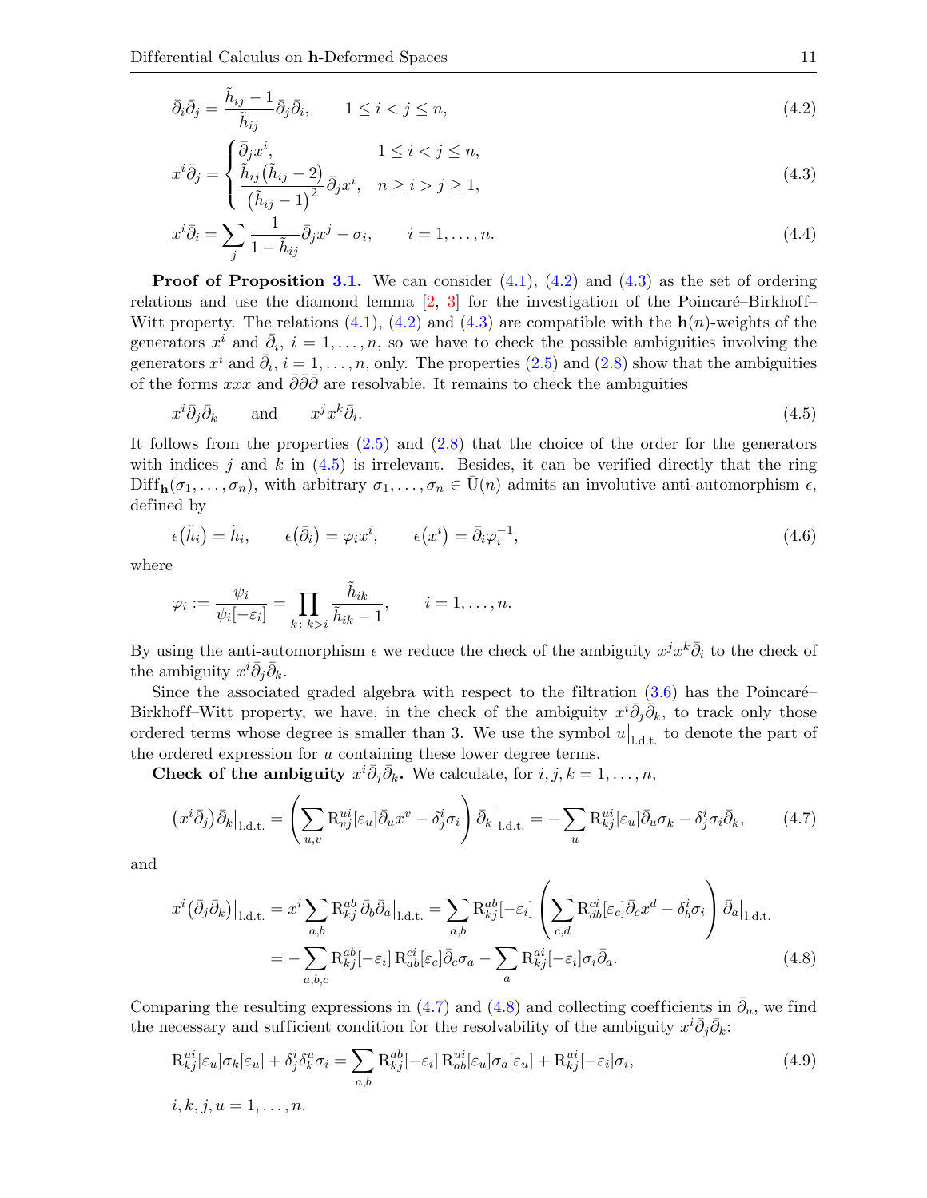$$\bar{\partial}_i \bar{\partial}_j = \frac{\tilde{h}_{ij} - 1}{\tilde{h}_{ij}} \bar{\partial}_j \bar{\partial}_i, \qquad 1 \le i < j \le n, \tag{4.2}$$

$$x^i \bar{\partial}_j = \begin{cases} \bar{\partial}_j x^i, & 1 \le i < j \le n, \\ \dfrac{\tilde{h}_{ij}(\tilde{h}_{ij} - 2)}{(\tilde{h}_{ij} - 1)^2} \bar{\partial}_j x^i, & n \ge i > j \ge 1, \end{cases} \tag{4.3}$$

$$x^i \bar{\partial}_i = \sum_j \frac{1}{1 - \tilde{h}_{ij}} \bar{\partial}_j x^j - \sigma_i, \qquad i = 1, \dots, n. \tag{4.4}$$

**Proof of Proposition 3.1.** We can consider (4.1), (4.2) and (4.3) as the set of ordering relations and use the diamond lemma [2, 3] for the investigation of the Poincaré–Birkhoff–Witt property. The relations (4.1), (4.2) and (4.3) are compatible with the $\mathbf{h}(n)$-weights of the generators $x^i$ and $\bar{\partial}_i$, $i = 1, \dots, n$, so we have to check the possible ambiguities involving the generators $x^i$ and $\bar{\partial}_i$, $i = 1, \dots, n$, only. The properties (2.5) and (2.8) show that the ambiguities of the forms $xxx$ and $\bar{\partial}\bar{\partial}\bar{\partial}$ are resolvable. It remains to check the ambiguities

$$x^i \bar{\partial}_j \bar{\partial}_k \qquad \text{and} \qquad x^j x^k \bar{\partial}_i. \tag{4.5}$$

It follows from the properties (2.5) and (2.8) that the choice of the order for the generators with indices $j$ and $k$ in (4.5) is irrelevant. Besides, it can be verified directly that the ring $\mathrm{Diff}_{\mathbf{h}}(\sigma_1, \dots, \sigma_n)$, with arbitrary $\sigma_1, \dots, \sigma_n \in \bar{\mathrm{U}}(n)$ admits an involutive anti-automorphism $\epsilon$, defined by

$$\epsilon(\tilde{h}_i) = \tilde{h}_i, \qquad \epsilon(\bar{\partial}_i) = \varphi_i x^i, \qquad \epsilon(x^i) = \bar{\partial}_i \varphi_i^{-1}, \tag{4.6}$$

where

$$\varphi_i := \frac{\psi_i}{\psi_i[-\varepsilon_i]} = \prod_{k:\, k>i} \frac{\tilde{h}_{ik}}{\tilde{h}_{ik} - 1}, \qquad i = 1, \dots, n.$$

By using the anti-automorphism $\epsilon$ we reduce the check of the ambiguity $x^j x^k \bar{\partial}_i$ to the check of the ambiguity $x^i \bar{\partial}_j \bar{\partial}_k$.

Since the associated graded algebra with respect to the filtration (3.6) has the Poincaré–Birkhoff–Witt property, we have, in the check of the ambiguity $x^i \bar{\partial}_j \bar{\partial}_k$, to track only those ordered terms whose degree is smaller than 3. We use the symbol $u\big|_{\text{l.d.t.}}$ to denote the part of the ordered expression for $u$ containing these lower degree terms.

**Check of the ambiguity $x^i \bar{\partial}_j \bar{\partial}_k$.** We calculate, for $i, j, k = 1, \dots, n$,

$$(x^i \bar{\partial}_j) \bar{\partial}_k\big|_{\text{l.d.t.}} = \left( \sum_{u,v} \mathrm{R}^{ui}_{vj}[\varepsilon_u] \bar{\partial}_u x^v - \delta^i_j \sigma_i \right) \bar{\partial}_k\big|_{\text{l.d.t.}} = -\sum_u \mathrm{R}^{ui}_{kj}[\varepsilon_u] \bar{\partial}_u \sigma_k - \delta^i_j \sigma_i \bar{\partial}_k, \tag{4.7}$$

and

$$\begin{aligned} x^i (\bar{\partial}_j \bar{\partial}_k)\big|_{\text{l.d.t.}} &= x^i \sum_{a,b} \mathrm{R}^{ab}_{kj}\, \bar{\partial}_b \bar{\partial}_a\big|_{\text{l.d.t.}} = \sum_{a,b} \mathrm{R}^{ab}_{kj}[-\varepsilon_i] \left( \sum_{c,d} \mathrm{R}^{ci}_{db}[\varepsilon_c] \bar{\partial}_c x^d - \delta^i_b \sigma_i \right) \bar{\partial}_a\big|_{\text{l.d.t.}} \\ &= -\sum_{a,b,c} \mathrm{R}^{ab}_{kj}[-\varepsilon_i]\, \mathrm{R}^{ci}_{ab}[\varepsilon_c] \bar{\partial}_c \sigma_a - \sum_a \mathrm{R}^{ai}_{kj}[-\varepsilon_i] \sigma_i \bar{\partial}_a. \end{aligned} \tag{4.8}$$

Comparing the resulting expressions in (4.7) and (4.8) and collecting coefficients in $\bar{\partial}_u$, we find the necessary and sufficient condition for the resolvability of the ambiguity $x^i \bar{\partial}_j \bar{\partial}_k$:

$$\mathrm{R}^{ui}_{kj}[\varepsilon_u] \sigma_k[\varepsilon_u] + \delta^i_j \delta^u_k \sigma_i = \sum_{a,b} \mathrm{R}^{ab}_{kj}[-\varepsilon_i]\, \mathrm{R}^{ui}_{ab}[\varepsilon_u] \sigma_a[\varepsilon_u] + \mathrm{R}^{ui}_{kj}[-\varepsilon_i] \sigma_i, \tag{4.9}$$

$i, k, j, u = 1, \dots, n.$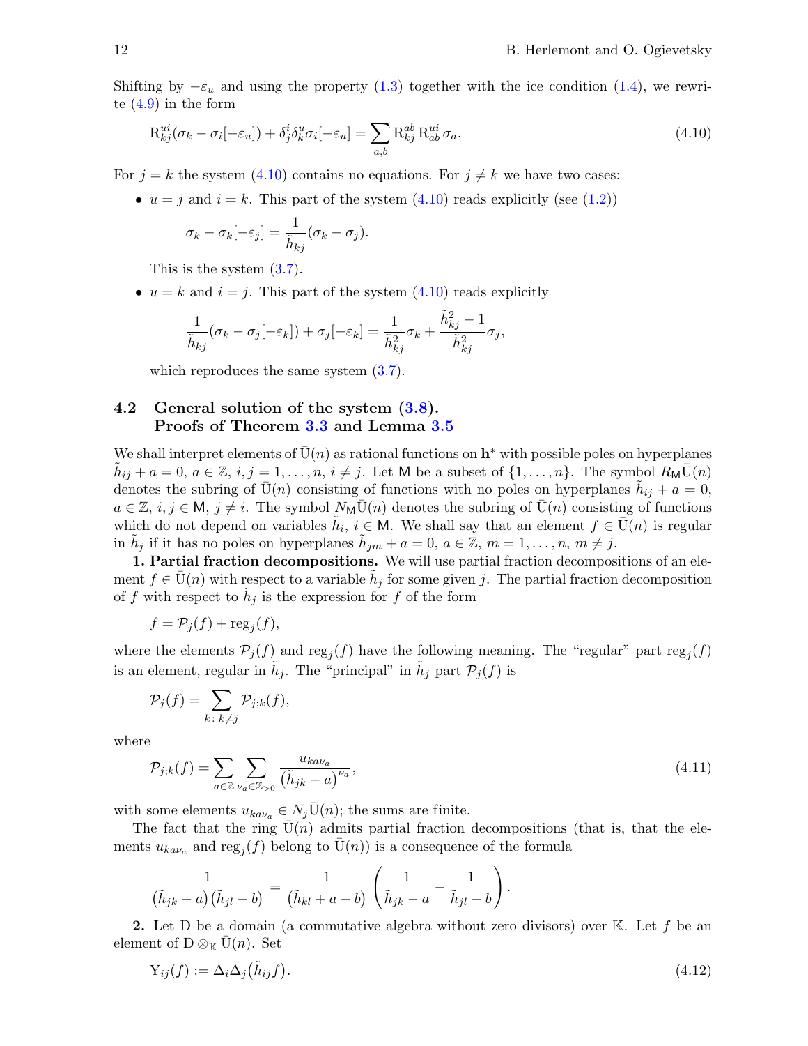Shifting by $-\varepsilon_u$ and using the property (1.3) together with the ice condition (1.4), we rewrite (4.9) in the form

$$\mathrm{R}^{ui}_{kj}(\sigma_k - \sigma_i[-\varepsilon_u]) + \delta^i_j \delta^u_k \sigma_i[-\varepsilon_u] = \sum_{a,b} \mathrm{R}^{ab}_{kj}\, \mathrm{R}^{ui}_{ab}\, \sigma_a. \tag{4.10}$$

For $j = k$ the system (4.10) contains no equations. For $j \neq k$ we have two cases:

- $u = j$ and $i = k$. This part of the system (4.10) reads explicitly (see (1.2))

  $$\sigma_k - \sigma_k[-\varepsilon_j] = \frac{1}{\tilde{h}_{kj}}(\sigma_k - \sigma_j).$$

  This is the system (3.7).

- $u = k$ and $i = j$. This part of the system (4.10) reads explicitly

  $$\frac{1}{\tilde{h}_{kj}}(\sigma_k - \sigma_j[-\varepsilon_k]) + \sigma_j[-\varepsilon_k] = \frac{1}{\tilde{h}_{kj}^2}\sigma_k + \frac{\tilde{h}_{kj}^2 - 1}{\tilde{h}_{kj}^2}\sigma_j,$$

  which reproduces the same system (3.7).

### 4.2 General solution of the system (3.8). Proofs of Theorem 3.3 and Lemma 3.5

We shall interpret elements of $\bar{\mathrm{U}}(n)$ as rational functions on $\mathbf{h}^*$ with possible poles on hyperplanes $\tilde{h}_{ij} + a = 0$, $a \in \mathbb{Z}$, $i, j = 1, \dots, n$, $i \neq j$. Let $\mathsf{M}$ be a subset of $\{1, \dots, n\}$. The symbol $R_{\mathsf{M}}\bar{\mathrm{U}}(n)$ denotes the subring of $\bar{\mathrm{U}}(n)$ consisting of functions with no poles on hyperplanes $\tilde{h}_{ij} + a = 0$, $a \in \mathbb{Z}$, $i, j \in \mathsf{M}$, $j \neq i$. The symbol $N_{\mathsf{M}}\bar{\mathrm{U}}(n)$ denotes the subring of $\bar{\mathrm{U}}(n)$ consisting of functions which do not depend on variables $\tilde{h}_i$, $i \in \mathsf{M}$. We shall say that an element $f \in \bar{\mathrm{U}}(n)$ is regular in $\tilde{h}_j$ if it has no poles on hyperplanes $\tilde{h}_{jm} + a = 0$, $a \in \mathbb{Z}$, $m = 1, \dots, n$, $m \neq j$.

**1. Partial fraction decompositions.** We will use partial fraction decompositions of an element $f \in \bar{\mathrm{U}}(n)$ with respect to a variable $\tilde{h}_j$ for some given $j$. The partial fraction decomposition of $f$ with respect to $\tilde{h}_j$ is the expression for $f$ of the form

$$f = \mathcal{P}_j(f) + \mathrm{reg}_j(f),$$

where the elements $\mathcal{P}_j(f)$ and $\mathrm{reg}_j(f)$ have the following meaning. The "regular" part $\mathrm{reg}_j(f)$ is an element, regular in $\tilde{h}_j$. The "principal" in $\tilde{h}_j$ part $\mathcal{P}_j(f)$ is

$$\mathcal{P}_j(f) = \sum_{k\colon k \neq j} \mathcal{P}_{j;k}(f),$$

where

$$\mathcal{P}_{j;k}(f) = \sum_{a \in \mathbb{Z}} \sum_{\nu_a \in \mathbb{Z}_{>0}} \frac{u_{ka\nu_a}}{\big(\tilde{h}_{jk} - a\big)^{\nu_a}}, \tag{4.11}$$

with some elements $u_{ka\nu_a} \in N_j\bar{\mathrm{U}}(n)$; the sums are finite.

The fact that the ring $\bar{\mathrm{U}}(n)$ admits partial fraction decompositions (that is, that the elements $u_{ka\nu_a}$ and $\mathrm{reg}_j(f)$ belong to $\bar{\mathrm{U}}(n)$) is a consequence of the formula

$$\frac{1}{\big(\tilde{h}_{jk} - a\big)\big(\tilde{h}_{jl} - b\big)} = \frac{1}{\big(\tilde{h}_{kl} + a - b\big)} \left( \frac{1}{\tilde{h}_{jk} - a} - \frac{1}{\tilde{h}_{jl} - b} \right).$$

**2.** Let $\mathrm{D}$ be a domain (a commutative algebra without zero divisors) over $\mathbb{K}$. Let $f$ be an element of $\mathrm{D} \otimes_{\mathbb{K}} \bar{\mathrm{U}}(n)$. Set

$$\mathrm{Y}_{ij}(f) := \Delta_i \Delta_j\big(\tilde{h}_{ij} f\big). \tag{4.12}$$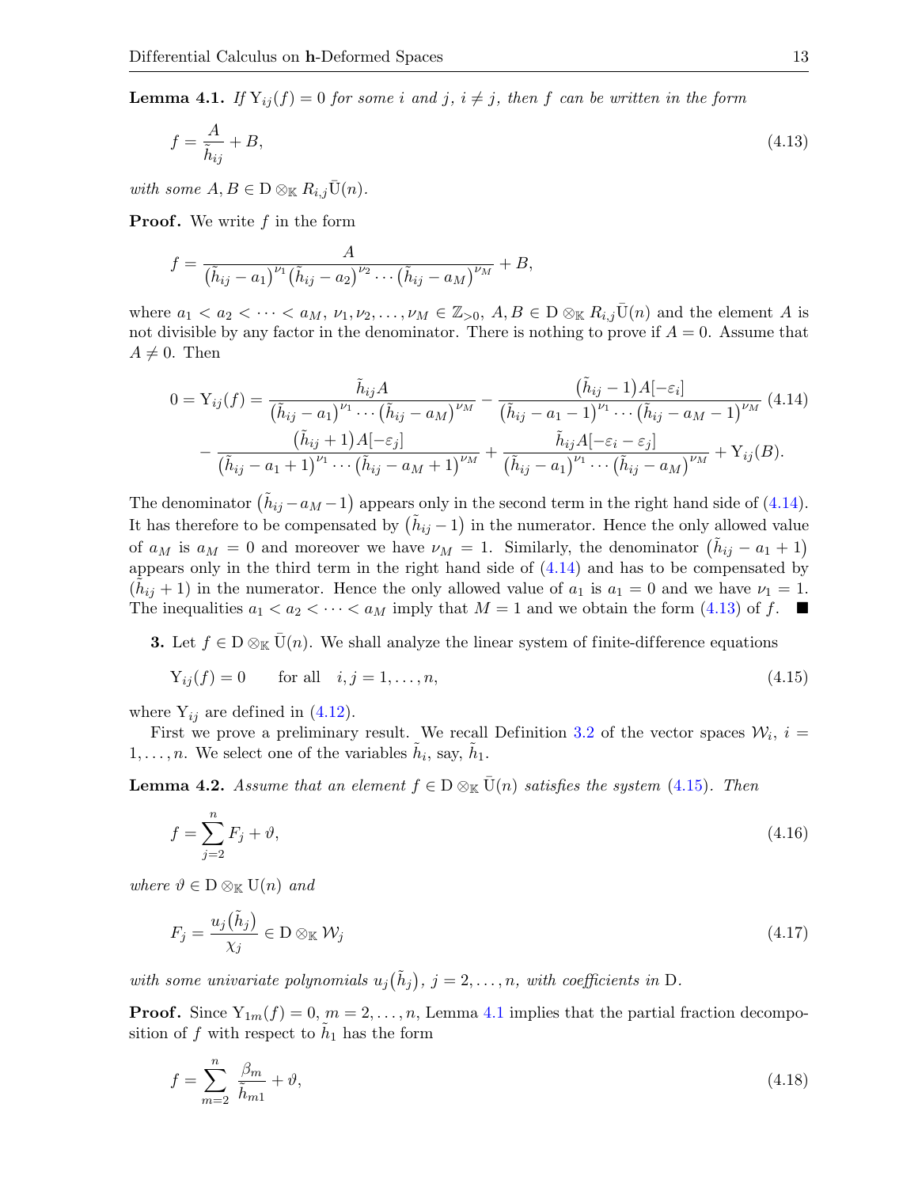**Lemma 4.1.** *If* $\mathrm{Y}_{ij}(f)=0$ *for some* $i$ *and* $j$, $i\neq j$, *then* $f$ *can be written in the form*

$$f=\frac{A}{\tilde{h}_{ij}}+B, \tag{4.13}$$

*with some* $A,B\in \mathrm{D}\otimes_{\mathbb{K}} R_{i,j}\bar{\mathrm{U}}(n)$.

**Proof.** We write $f$ in the form

$$f=\frac{A}{\big(\tilde{h}_{ij}-a_1\big)^{\nu_1}\big(\tilde{h}_{ij}-a_2\big)^{\nu_2}\cdots\big(\tilde{h}_{ij}-a_M\big)^{\nu_M}}+B,$$

where $a_1<a_2<\cdots<a_M$, $\nu_1,\nu_2,\ldots,\nu_M\in\mathbb{Z}_{>0}$, $A,B\in \mathrm{D}\otimes_{\mathbb{K}} R_{i,j}\bar{\mathrm{U}}(n)$ and the element $A$ is not divisible by any factor in the denominator. There is nothing to prove if $A=0$. Assume that $A\neq 0$. Then

$$\begin{aligned}0=\mathrm{Y}_{ij}(f)&=\frac{\tilde{h}_{ij}A}{\big(\tilde{h}_{ij}-a_1\big)^{\nu_1}\cdots\big(\tilde{h}_{ij}-a_M\big)^{\nu_M}}-\frac{\big(\tilde{h}_{ij}-1\big)A[-\varepsilon_i]}{\big(\tilde{h}_{ij}-a_1-1\big)^{\nu_1}\cdots\big(\tilde{h}_{ij}-a_M-1\big)^{\nu_M}}\\&-\frac{\big(\tilde{h}_{ij}+1\big)A[-\varepsilon_j]}{\big(\tilde{h}_{ij}-a_1+1\big)^{\nu_1}\cdots\big(\tilde{h}_{ij}-a_M+1\big)^{\nu_M}}+\frac{\tilde{h}_{ij}A[-\varepsilon_i-\varepsilon_j]}{\big(\tilde{h}_{ij}-a_1\big)^{\nu_1}\cdots\big(\tilde{h}_{ij}-a_M\big)^{\nu_M}}+\mathrm{Y}_{ij}(B).\end{aligned} \tag{4.14}$$

The denominator $\big(\tilde{h}_{ij}-a_M-1\big)$ appears only in the second term in the right hand side of (4.14). It has therefore to be compensated by $\big(\tilde{h}_{ij}-1\big)$ in the numerator. Hence the only allowed value of $a_M$ is $a_M=0$ and moreover we have $\nu_M=1$. Similarly, the denominator $\big(\tilde{h}_{ij}-a_1+1\big)$ appears only in the third term in the right hand side of (4.14) and has to be compensated by $\big(\tilde{h}_{ij}+1\big)$ in the numerator. Hence the only allowed value of $a_1$ is $a_1=0$ and we have $\nu_1=1$. The inequalities $a_1<a_2<\cdots<a_M$ imply that $M=1$ and we obtain the form (4.13) of $f$. ■

**3.** Let $f\in \mathrm{D}\otimes_{\mathbb{K}}\bar{\mathrm{U}}(n)$. We shall analyze the linear system of finite-difference equations

$$\mathrm{Y}_{ij}(f)=0\qquad \text{for all}\quad i,j=1,\ldots,n, \tag{4.15}$$

where $\mathrm{Y}_{ij}$ are defined in (4.12).

First we prove a preliminary result. We recall Definition 3.2 of the vector spaces $\mathcal{W}_i$, $i=1,\ldots,n$. We select one of the variables $\tilde{h}_i$, say, $\tilde{h}_1$.

**Lemma 4.2.** *Assume that an element* $f\in \mathrm{D}\otimes_{\mathbb{K}}\bar{\mathrm{U}}(n)$ *satisfies the system* (4.15). *Then*

$$f=\sum_{j=2}^{n}F_j+\vartheta, \tag{4.16}$$

*where* $\vartheta\in \mathrm{D}\otimes_{\mathbb{K}}\mathrm{U}(n)$ *and*

$$F_j=\frac{u_j\big(\tilde{h}_j\big)}{\chi_j}\in \mathrm{D}\otimes_{\mathbb{K}}\mathcal{W}_j \tag{4.17}$$

*with some univariate polynomials* $u_j\big(\tilde{h}_j\big)$, $j=2,\ldots,n$, *with coefficients in* $\mathrm{D}$.

**Proof.** Since $\mathrm{Y}_{1m}(f)=0$, $m=2,\ldots,n$, Lemma 4.1 implies that the partial fraction decomposition of $f$ with respect to $\tilde{h}_1$ has the form

$$f=\sum_{m=2}^{n}\frac{\beta_m}{\tilde{h}_{m1}}+\vartheta, \tag{4.18}$$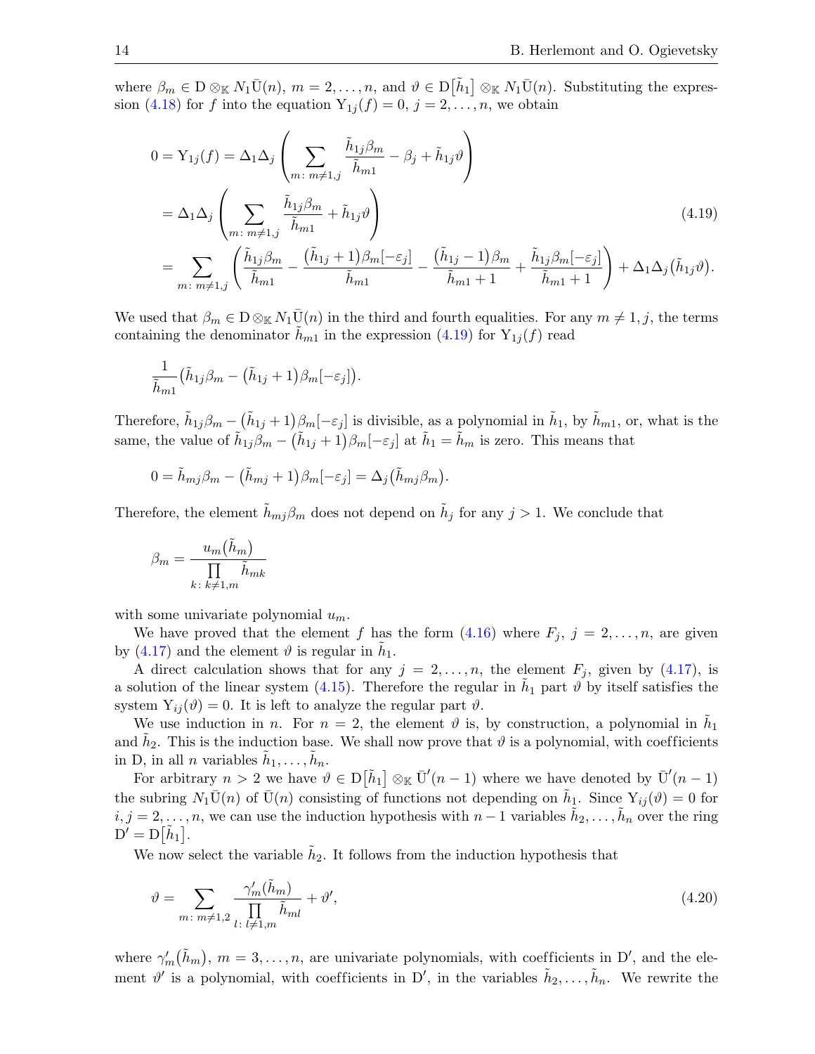where $\beta_m \in \mathrm{D} \otimes_{\mathbb{K}} N_1\bar{\mathrm{U}}(n)$, $m = 2, \dots, n$, and $\vartheta \in \mathrm{D}[\tilde{h}_1] \otimes_{\mathbb{K}} N_1\bar{\mathrm{U}}(n)$. Substituting the expression (4.18) for $f$ into the equation $\mathrm{Y}_{1j}(f) = 0$, $j = 2, \dots, n$, we obtain

$$
\begin{aligned}
0 = \mathrm{Y}_{1j}(f) &= \Delta_1\Delta_j \left( \sum_{m\colon m\neq 1,j} \frac{\tilde{h}_{1j}\beta_m}{\tilde{h}_{m1}} - \beta_j + \tilde{h}_{1j}\vartheta \right) \\
&= \Delta_1\Delta_j \left( \sum_{m\colon m\neq 1,j} \frac{\tilde{h}_{1j}\beta_m}{\tilde{h}_{m1}} + \tilde{h}_{1j}\vartheta \right) \\
&= \sum_{m\colon m\neq 1,j} \left( \frac{\tilde{h}_{1j}\beta_m}{\tilde{h}_{m1}} - \frac{(\tilde{h}_{1j}+1)\beta_m[-\varepsilon_j]}{\tilde{h}_{m1}} - \frac{(\tilde{h}_{1j}-1)\beta_m}{\tilde{h}_{m1}+1} + \frac{\tilde{h}_{1j}\beta_m[-\varepsilon_j]}{\tilde{h}_{m1}+1} \right) + \Delta_1\Delta_j(\tilde{h}_{1j}\vartheta).
\end{aligned} \tag{4.19}
$$

We used that $\beta_m \in \mathrm{D} \otimes_{\mathbb{K}} N_1\bar{\mathrm{U}}(n)$ in the third and fourth equalities. For any $m \neq 1, j$, the terms containing the denominator $\tilde{h}_{m1}$ in the expression (4.19) for $\mathrm{Y}_{1j}(f)$ read

$$
\frac{1}{\tilde{h}_{m1}} \big( \tilde{h}_{1j}\beta_m - (\tilde{h}_{1j}+1)\beta_m[-\varepsilon_j] \big).
$$

Therefore, $\tilde{h}_{1j}\beta_m - (\tilde{h}_{1j}+1)\beta_m[-\varepsilon_j]$ is divisible, as a polynomial in $\tilde{h}_1$, by $\tilde{h}_{m1}$, or, what is the same, the value of $\tilde{h}_{1j}\beta_m - (\tilde{h}_{1j}+1)\beta_m[-\varepsilon_j]$ at $\tilde{h}_1 = \tilde{h}_m$ is zero. This means that

$$
0 = \tilde{h}_{mj}\beta_m - (\tilde{h}_{mj}+1)\beta_m[-\varepsilon_j] = \Delta_j(\tilde{h}_{mj}\beta_m).
$$

Therefore, the element $\tilde{h}_{mj}\beta_m$ does not depend on $\tilde{h}_j$ for any $j > 1$. We conclude that

$$
\beta_m = \frac{u_m(\tilde{h}_m)}{\prod\limits_{k\colon k\neq 1,m} \tilde{h}_{mk}}
$$

with some univariate polynomial $u_m$.

We have proved that the element $f$ has the form (4.16) where $F_j$, $j = 2, \dots, n$, are given by (4.17) and the element $\vartheta$ is regular in $\tilde{h}_1$.

A direct calculation shows that for any $j = 2, \dots, n$, the element $F_j$, given by (4.17), is a solution of the linear system (4.15). Therefore the regular in $\tilde{h}_1$ part $\vartheta$ by itself satisfies the system $\mathrm{Y}_{ij}(\vartheta) = 0$. It is left to analyze the regular part $\vartheta$.

We use induction in $n$. For $n = 2$, the element $\vartheta$ is, by construction, a polynomial in $\tilde{h}_1$ and $\tilde{h}_2$. This is the induction base. We shall now prove that $\vartheta$ is a polynomial, with coefficients in $\mathrm{D}$, in all $n$ variables $\tilde{h}_1, \dots, \tilde{h}_n$.

For arbitrary $n > 2$ we have $\vartheta \in \mathrm{D}[\tilde{h}_1] \otimes_{\mathbb{K}} \bar{\mathrm{U}}'(n-1)$ where we have denoted by $\bar{\mathrm{U}}'(n-1)$ the subring $N_1\bar{\mathrm{U}}(n)$ of $\bar{\mathrm{U}}(n)$ consisting of functions not depending on $\tilde{h}_1$. Since $\mathrm{Y}_{ij}(\vartheta) = 0$ for $i, j = 2, \dots, n$, we can use the induction hypothesis with $n-1$ variables $\tilde{h}_2, \dots, \tilde{h}_n$ over the ring $\mathrm{D}' = \mathrm{D}[\tilde{h}_1]$.

We now select the variable $\tilde{h}_2$. It follows from the induction hypothesis that

$$
\vartheta = \sum_{m\colon m\neq 1,2} \frac{\gamma'_m(\tilde{h}_m)}{\prod\limits_{l\colon l\neq 1,m} \tilde{h}_{ml}} + \vartheta', \tag{4.20}
$$

where $\gamma'_m(\tilde{h}_m)$, $m = 3, \dots, n$, are univariate polynomials, with coefficients in $\mathrm{D}'$, and the element $\vartheta'$ is a polynomial, with coefficients in $\mathrm{D}'$, in the variables $\tilde{h}_2, \dots, \tilde{h}_n$. We rewrite the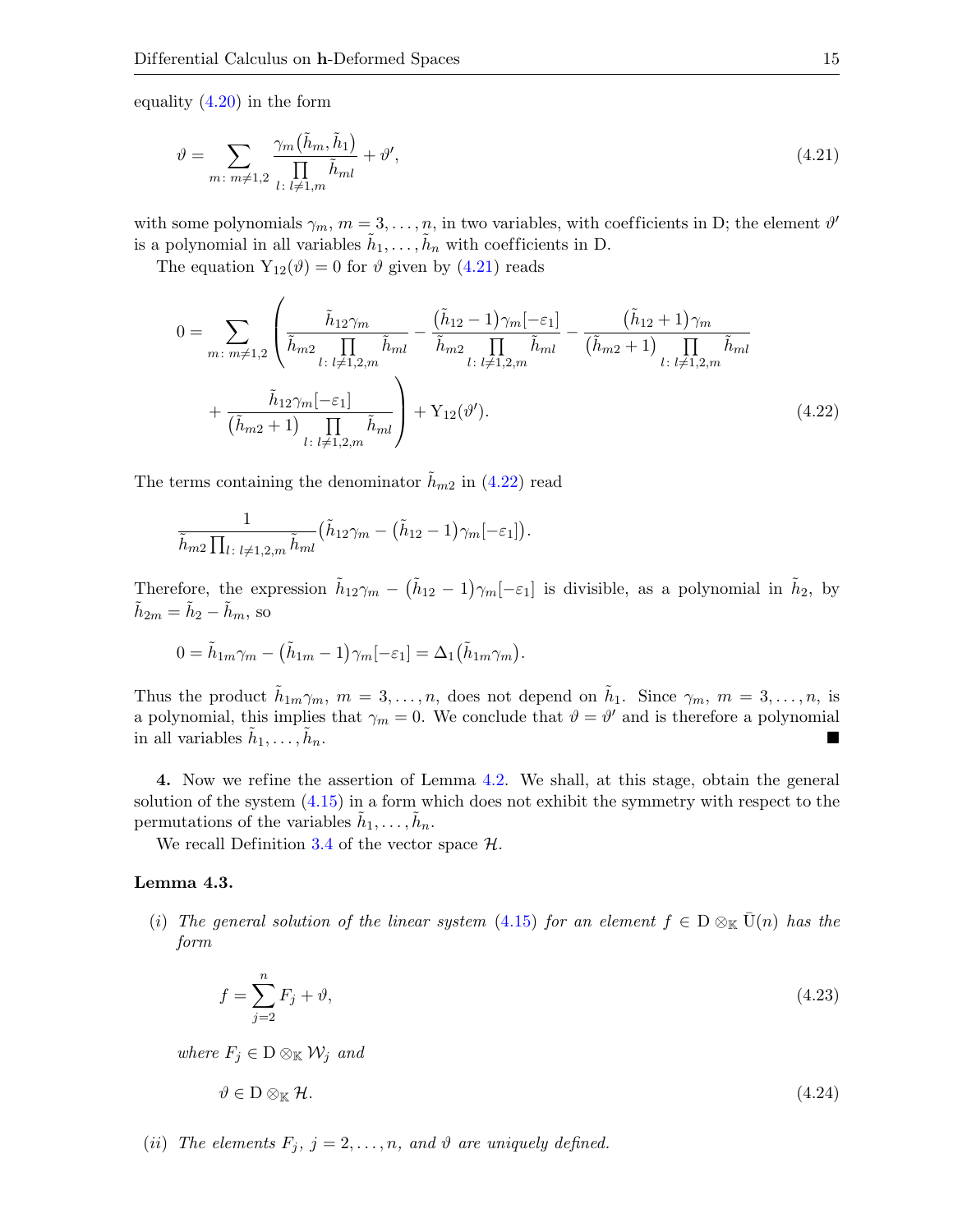equality (4.20) in the form

$$\vartheta = \sum_{m\colon m\neq 1,2} \frac{\gamma_m\big(\tilde{h}_m, \tilde{h}_1\big)}{\prod\limits_{l\colon l\neq 1,m} \tilde{h}_{ml}} + \vartheta', \tag{4.21}$$

with some polynomials $\gamma_m$, $m = 3, \dots, n$, in two variables, with coefficients in D; the element $\vartheta'$ is a polynomial in all variables $\tilde{h}_1, \dots, \tilde{h}_n$ with coefficients in D.

The equation $\mathrm{Y}_{12}(\vartheta) = 0$ for $\vartheta$ given by (4.21) reads

$$0 = \sum_{m\colon m\neq 1,2} \left( \frac{\tilde{h}_{12}\gamma_m}{\tilde{h}_{m2} \prod\limits_{l\colon l\neq 1,2,m} \tilde{h}_{ml}} - \frac{\big(\tilde{h}_{12}-1\big)\gamma_m[-\varepsilon_1]}{\tilde{h}_{m2} \prod\limits_{l\colon l\neq 1,2,m} \tilde{h}_{ml}} - \frac{\big(\tilde{h}_{12}+1\big)\gamma_m}{\big(\tilde{h}_{m2}+1\big) \prod\limits_{l\colon l\neq 1,2,m} \tilde{h}_{ml}} \right.$$
$$\left. + \frac{\tilde{h}_{12}\gamma_m[-\varepsilon_1]}{\big(\tilde{h}_{m2}+1\big) \prod\limits_{l\colon l\neq 1,2,m} \tilde{h}_{ml}} \right) + \mathrm{Y}_{12}(\vartheta'). \tag{4.22}$$

The terms containing the denominator $\tilde{h}_{m2}$ in (4.22) read

$$\frac{1}{\tilde{h}_{m2} \prod_{l\colon l\neq 1,2,m} \tilde{h}_{ml}} \big( \tilde{h}_{12}\gamma_m - \big(\tilde{h}_{12}-1\big)\gamma_m[-\varepsilon_1]\big).$$

Therefore, the expression $\tilde{h}_{12}\gamma_m - \big(\tilde{h}_{12}-1\big)\gamma_m[-\varepsilon_1]$ is divisible, as a polynomial in $\tilde{h}_2$, by $\tilde{h}_{2m} = \tilde{h}_2 - \tilde{h}_m$, so

$$0 = \tilde{h}_{1m}\gamma_m - \big(\tilde{h}_{1m}-1\big)\gamma_m[-\varepsilon_1] = \Delta_1\big(\tilde{h}_{1m}\gamma_m\big).$$

Thus the product $\tilde{h}_{1m}\gamma_m$, $m = 3, \dots, n$, does not depend on $\tilde{h}_1$. Since $\gamma_m$, $m = 3, \dots, n$, is a polynomial, this implies that $\gamma_m = 0$. We conclude that $\vartheta = \vartheta'$ and is therefore a polynomial in all variables $\tilde{h}_1, \dots, \tilde{h}_n$. ■

**4.** Now we refine the assertion of Lemma 4.2. We shall, at this stage, obtain the general solution of the system (4.15) in a form which does not exhibit the symmetry with respect to the permutations of the variables $\tilde{h}_1, \dots, \tilde{h}_n$.

We recall Definition 3.4 of the vector space $\mathcal{H}$.

**Lemma 4.3.**

(*i*) *The general solution of the linear system (4.15) for an element $f \in \mathrm{D} \otimes_{\mathbb{K}} \bar{\mathrm{U}}(n)$ has the form*

$$f = \sum_{j=2}^{n} F_j + \vartheta, \tag{4.23}$$

*where $F_j \in \mathrm{D} \otimes_{\mathbb{K}} \mathcal{W}_j$ and*

$$\vartheta \in \mathrm{D} \otimes_{\mathbb{K}} \mathcal{H}. \tag{4.24}$$

(*ii*) *The elements $F_j$, $j = 2, \dots, n$, and $\vartheta$ are uniquely defined.*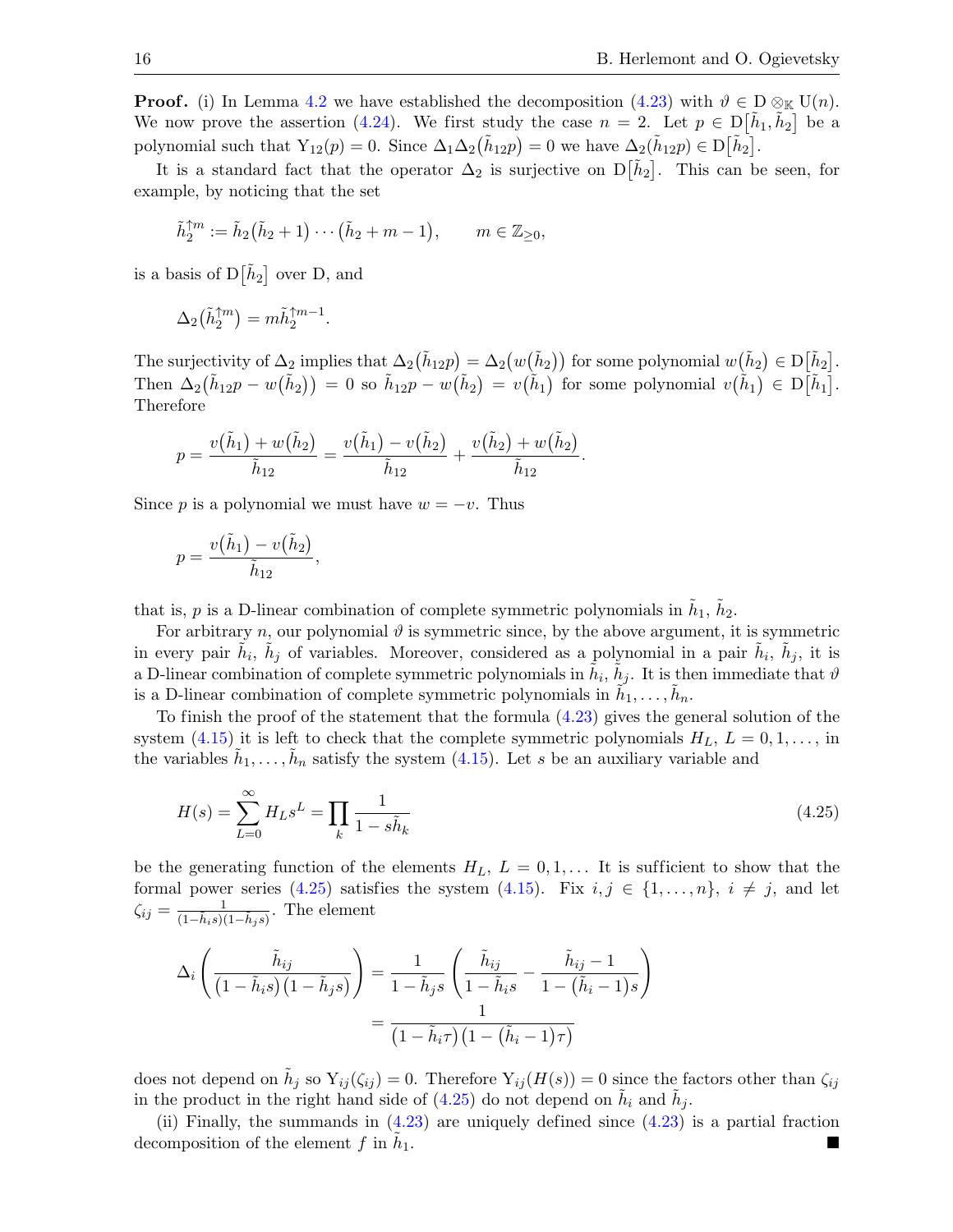**Proof.** (i) In Lemma 4.2 we have established the decomposition (4.23) with $\vartheta \in \mathrm{D} \otimes_{\mathbb{K}} \mathrm{U}(n)$. We now prove the assertion (4.24). We first study the case $n = 2$. Let $p \in \mathrm{D}[\tilde{h}_1, \tilde{h}_2]$ be a polynomial such that $\mathrm{Y}_{12}(p) = 0$. Since $\Delta_1\Delta_2(\tilde{h}_{12}p) = 0$ we have $\Delta_2(\tilde{h}_{12}p) \in \mathrm{D}[\tilde{h}_2]$.

It is a standard fact that the operator $\Delta_2$ is surjective on $\mathrm{D}[\tilde{h}_2]$. This can be seen, for example, by noticing that the set

$$\tilde{h}_2^{\uparrow m} := \tilde{h}_2(\tilde{h}_2+1)\cdots(\tilde{h}_2+m-1), \qquad m \in \mathbb{Z}_{\geq 0},$$

is a basis of $\mathrm{D}[\tilde{h}_2]$ over $\mathrm{D}$, and

$$\Delta_2(\tilde{h}_2^{\uparrow m}) = m\tilde{h}_2^{\uparrow m-1}.$$

The surjectivity of $\Delta_2$ implies that $\Delta_2(\tilde{h}_{12}p) = \Delta_2(w(\tilde{h}_2))$ for some polynomial $w(\tilde{h}_2) \in \mathrm{D}[\tilde{h}_2]$. Then $\Delta_2(\tilde{h}_{12}p - w(\tilde{h}_2)) = 0$ so $\tilde{h}_{12}p - w(\tilde{h}_2) = v(\tilde{h}_1)$ for some polynomial $v(\tilde{h}_1) \in \mathrm{D}[\tilde{h}_1]$. Therefore

$$p = \frac{v(\tilde{h}_1) + w(\tilde{h}_2)}{\tilde{h}_{12}} = \frac{v(\tilde{h}_1) - v(\tilde{h}_2)}{\tilde{h}_{12}} + \frac{v(\tilde{h}_2) + w(\tilde{h}_2)}{\tilde{h}_{12}}.$$

Since $p$ is a polynomial we must have $w = -v$. Thus

$$p = \frac{v(\tilde{h}_1) - v(\tilde{h}_2)}{\tilde{h}_{12}},$$

that is, $p$ is a D-linear combination of complete symmetric polynomials in $\tilde{h}_1$, $\tilde{h}_2$.

For arbitrary $n$, our polynomial $\vartheta$ is symmetric since, by the above argument, it is symmetric in every pair $\tilde{h}_i$, $\tilde{h}_j$ of variables. Moreover, considered as a polynomial in a pair $\tilde{h}_i$, $\tilde{h}_j$, it is a D-linear combination of complete symmetric polynomials in $\tilde{h}_i$, $\tilde{h}_j$. It is then immediate that $\vartheta$ is a D-linear combination of complete symmetric polynomials in $\tilde{h}_1, \dots, \tilde{h}_n$.

To finish the proof of the statement that the formula (4.23) gives the general solution of the system (4.15) it is left to check that the complete symmetric polynomials $H_L$, $L = 0, 1, \dots$, in the variables $\tilde{h}_1, \dots, \tilde{h}_n$ satisfy the system (4.15). Let $s$ be an auxiliary variable and

$$H(s) = \sum_{L=0}^{\infty} H_L s^L = \prod_k \frac{1}{1 - s\tilde{h}_k} \tag{4.25}$$

be the generating function of the elements $H_L$, $L = 0, 1, \dots$ It is sufficient to show that the formal power series (4.25) satisfies the system (4.15). Fix $i, j \in \{1, \dots, n\}$, $i \neq j$, and let $\zeta_{ij} = \frac{1}{(1-\tilde{h}_i s)(1-\tilde{h}_j s)}$. The element

$$\begin{aligned}
\Delta_i\left(\frac{\tilde{h}_{ij}}{(1-\tilde{h}_i s)(1-\tilde{h}_j s)}\right) &= \frac{1}{1-\tilde{h}_j s}\left(\frac{\tilde{h}_{ij}}{1-\tilde{h}_i s} - \frac{\tilde{h}_{ij}-1}{1-(\tilde{h}_i-1)s}\right)\\
&= \frac{1}{(1-\tilde{h}_i\tau)(1-(\tilde{h}_i-1)\tau)}
\end{aligned}$$

does not depend on $\tilde{h}_j$ so $\mathrm{Y}_{ij}(\zeta_{ij}) = 0$. Therefore $\mathrm{Y}_{ij}(H(s)) = 0$ since the factors other than $\zeta_{ij}$ in the product in the right hand side of (4.25) do not depend on $\tilde{h}_i$ and $\tilde{h}_j$.

(ii) Finally, the summands in (4.23) are uniquely defined since (4.23) is a partial fraction decomposition of the element $f$ in $\tilde{h}_1$. ■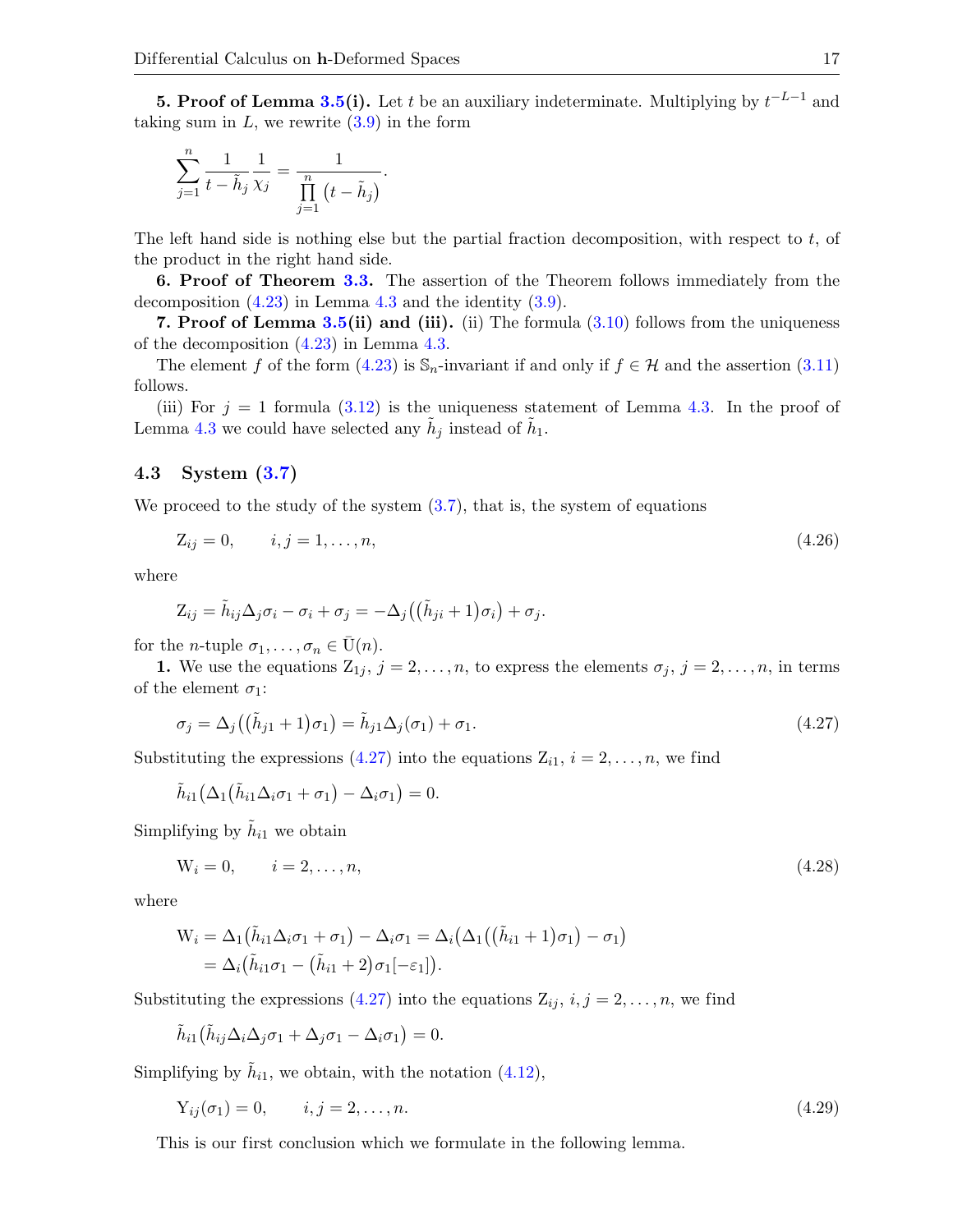**5. Proof of Lemma 3.5(i).** Let $t$ be an auxiliary indeterminate. Multiplying by $t^{-L-1}$ and taking sum in $L$, we rewrite (3.9) in the form

$$\sum_{j=1}^{n} \frac{1}{t-\tilde{h}_j} \frac{1}{\chi_j} = \frac{1}{\prod\limits_{j=1}^{n} \left(t-\tilde{h}_j\right)}.$$

The left hand side is nothing else but the partial fraction decomposition, with respect to $t$, of the product in the right hand side.

**6. Proof of Theorem 3.3.** The assertion of the Theorem follows immediately from the decomposition (4.23) in Lemma 4.3 and the identity (3.9).

**7. Proof of Lemma 3.5(ii) and (iii).** (ii) The formula (3.10) follows from the uniqueness of the decomposition (4.23) in Lemma 4.3.

The element $f$ of the form (4.23) is $\mathbb{S}_n$-invariant if and only if $f \in \mathcal{H}$ and the assertion (3.11) follows.

(iii) For $j = 1$ formula (3.12) is the uniqueness statement of Lemma 4.3. In the proof of Lemma 4.3 we could have selected any $\tilde{h}_j$ instead of $\tilde{h}_1$.

### 4.3 System (3.7)

We proceed to the study of the system (3.7), that is, the system of equations

$$\mathrm{Z}_{ij} = 0, \qquad i,j = 1,\dots,n, \tag{4.26}$$

where

$$\mathrm{Z}_{ij} = \tilde{h}_{ij}\Delta_j\sigma_i - \sigma_i + \sigma_j = -\Delta_j\big(\big(\tilde{h}_{ji}+1\big)\sigma_i\big) + \sigma_j.$$

for the $n$-tuple $\sigma_1,\dots,\sigma_n \in \bar{\mathrm{U}}(n)$.

**1.** We use the equations $\mathrm{Z}_{1j}$, $j = 2,\dots,n$, to express the elements $\sigma_j$, $j = 2,\dots,n$, in terms of the element $\sigma_1$:

$$\sigma_j = \Delta_j\big(\big(\tilde{h}_{j1}+1\big)\sigma_1\big) = \tilde{h}_{j1}\Delta_j(\sigma_1) + \sigma_1. \tag{4.27}$$

Substituting the expressions (4.27) into the equations $\mathrm{Z}_{i1}$, $i = 2,\dots,n$, we find

$$\tilde{h}_{i1}\big(\Delta_1\big(\tilde{h}_{i1}\Delta_i\sigma_1 + \sigma_1\big) - \Delta_i\sigma_1\big) = 0.$$

Simplifying by $\tilde{h}_{i1}$ we obtain

$$\mathrm{W}_i = 0, \qquad i = 2,\dots,n, \tag{4.28}$$

where

$$\begin{aligned}\mathrm{W}_i &= \Delta_1\big(\tilde{h}_{i1}\Delta_i\sigma_1 + \sigma_1\big) - \Delta_i\sigma_1 = \Delta_i\big(\Delta_1\big(\big(\tilde{h}_{i1}+1\big)\sigma_1\big) - \sigma_1\big) \\ &= \Delta_i\big(\tilde{h}_{i1}\sigma_1 - \big(\tilde{h}_{i1}+2\big)\sigma_1[-\varepsilon_1]\big).\end{aligned}$$

Substituting the expressions (4.27) into the equations $\mathrm{Z}_{ij}$, $i,j = 2,\dots,n$, we find

$$\tilde{h}_{i1}\big(\tilde{h}_{ij}\Delta_i\Delta_j\sigma_1 + \Delta_j\sigma_1 - \Delta_i\sigma_1\big) = 0.$$

Simplifying by $\tilde{h}_{i1}$, we obtain, with the notation (4.12),

$$\mathrm{Y}_{ij}(\sigma_1) = 0, \qquad i,j = 2,\dots,n. \tag{4.29}$$

This is our first conclusion which we formulate in the following lemma.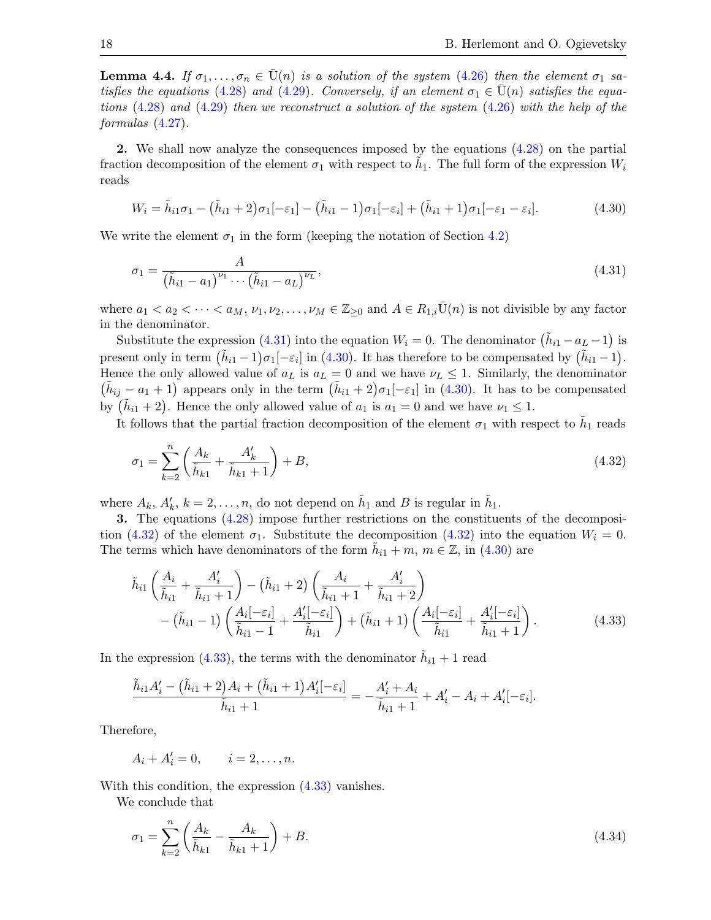**Lemma 4.4.** *If $\sigma_1,\dots,\sigma_n \in \bar{\mathrm{U}}(n)$ is a solution of the system (4.26) then the element $\sigma_1$ satisfies the equations (4.28) and (4.29). Conversely, if an element $\sigma_1 \in \bar{\mathrm{U}}(n)$ satisfies the equations (4.28) and (4.29) then we reconstruct a solution of the system (4.26) with the help of the formulas (4.27).*

**2.** We shall now analyze the consequences imposed by the equations (4.28) on the partial fraction decomposition of the element $\sigma_1$ with respect to $\tilde{h}_1$. The full form of the expression $W_i$ reads

$$W_i = \tilde{h}_{i1}\sigma_1 - \big(\tilde{h}_{i1}+2\big)\sigma_1[-\varepsilon_1] - \big(\tilde{h}_{i1}-1\big)\sigma_1[-\varepsilon_i] + \big(\tilde{h}_{i1}+1\big)\sigma_1[-\varepsilon_1-\varepsilon_i]. \tag{4.30}$$

We write the element $\sigma_1$ in the form (keeping the notation of Section 4.2)

$$\sigma_1 = \frac{A}{\big(\tilde{h}_{i1}-a_1\big)^{\nu_1}\cdots\big(\tilde{h}_{i1}-a_L\big)^{\nu_L}}, \tag{4.31}$$

where $a_1 < a_2 < \dots < a_M$, $\nu_1,\nu_2,\dots,\nu_M \in \mathbb{Z}_{\geq 0}$ and $A \in R_{1,i}\bar{\mathrm{U}}(n)$ is not divisible by any factor in the denominator.

Substitute the expression (4.31) into the equation $W_i = 0$. The denominator $\big(\tilde{h}_{i1}-a_L-1\big)$ is present only in term $\big(\tilde{h}_{i1}-1\big)\sigma_1[-\varepsilon_i]$ in (4.30). It has therefore to be compensated by $\big(\tilde{h}_{i1}-1\big)$. Hence the only allowed value of $a_L$ is $a_L = 0$ and we have $\nu_L \leq 1$. Similarly, the denominator $\big(\tilde{h}_{ij}-a_1+1\big)$ appears only in the term $\big(\tilde{h}_{i1}+2\big)\sigma_1[-\varepsilon_1]$ in (4.30). It has to be compensated by $\big(\tilde{h}_{i1}+2\big)$. Hence the only allowed value of $a_1$ is $a_1 = 0$ and we have $\nu_1 \leq 1$.

It follows that the partial fraction decomposition of the element $\sigma_1$ with respect to $\tilde{h}_1$ reads

$$\sigma_1 = \sum_{k=2}^{n}\left(\frac{A_k}{\tilde{h}_{k1}} + \frac{A'_k}{\tilde{h}_{k1}+1}\right) + B, \tag{4.32}$$

where $A_k$, $A'_k$, $k=2,\dots,n$, do not depend on $\tilde{h}_1$ and $B$ is regular in $\tilde{h}_1$.

**3.** The equations (4.28) impose further restrictions on the constituents of the decomposition (4.32) of the element $\sigma_1$. Substitute the decomposition (4.32) into the equation $W_i = 0$. The terms which have denominators of the form $\tilde{h}_{i1}+m$, $m \in \mathbb{Z}$, in (4.30) are

$$\begin{aligned}
&\tilde{h}_{i1}\left(\frac{A_i}{\tilde{h}_{i1}} + \frac{A'_i}{\tilde{h}_{i1}+1}\right) - \big(\tilde{h}_{i1}+2\big)\left(\frac{A_i}{\tilde{h}_{i1}+1} + \frac{A'_i}{\tilde{h}_{i1}+2}\right) \\
&\quad - \big(\tilde{h}_{i1}-1\big)\left(\frac{A_i[-\varepsilon_i]}{\tilde{h}_{i1}-1} + \frac{A'_i[-\varepsilon_i]}{\tilde{h}_{i1}}\right) + \big(\tilde{h}_{i1}+1\big)\left(\frac{A_i[-\varepsilon_i]}{\tilde{h}_{i1}} + \frac{A'_i[-\varepsilon_i]}{\tilde{h}_{i1}+1}\right).
\end{aligned} \tag{4.33}$$

In the expression (4.33), the terms with the denominator $\tilde{h}_{i1}+1$ read

$$\frac{\tilde{h}_{i1}A'_i - \big(\tilde{h}_{i1}+2\big)A_i + \big(\tilde{h}_{i1}+1\big)A'_i[-\varepsilon_i]}{\tilde{h}_{i1}+1} = -\frac{A'_i + A_i}{\tilde{h}_{i1}+1} + A'_i - A_i + A'_i[-\varepsilon_i].$$

Therefore,

$$A_i + A'_i = 0, \qquad i = 2,\dots,n.$$

With this condition, the expression (4.33) vanishes.

We conclude that

$$\sigma_1 = \sum_{k=2}^{n}\left(\frac{A_k}{\tilde{h}_{k1}} - \frac{A_k}{\tilde{h}_{k1}+1}\right) + B. \tag{4.34}$$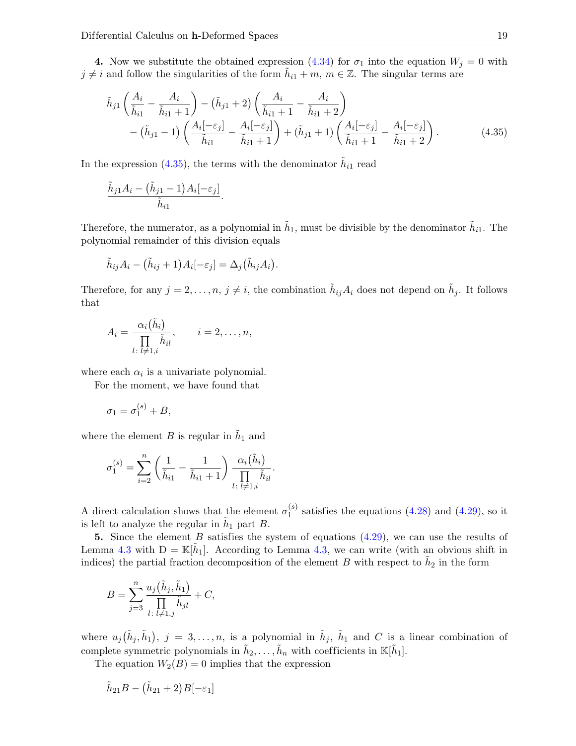**4.** Now we substitute the obtained expression (4.34) for $\sigma_1$ into the equation $W_j = 0$ with $j \neq i$ and follow the singularities of the form $\tilde{h}_{i1} + m$, $m \in \mathbb{Z}$. The singular terms are

$$\tilde{h}_{j1}\left(\frac{A_i}{\tilde{h}_{i1}} - \frac{A_i}{\tilde{h}_{i1}+1}\right) - \left(\tilde{h}_{j1}+2\right)\left(\frac{A_i}{\tilde{h}_{i1}+1} - \frac{A_i}{\tilde{h}_{i1}+2}\right)$$
$$- \left(\tilde{h}_{j1}-1\right)\left(\frac{A_i[-\varepsilon_j]}{\tilde{h}_{i1}} - \frac{A_i[-\varepsilon_j]}{\tilde{h}_{i1}+1}\right) + \left(\tilde{h}_{j1}+1\right)\left(\frac{A_i[-\varepsilon_j]}{\tilde{h}_{i1}+1} - \frac{A_i[-\varepsilon_j]}{\tilde{h}_{i1}+2}\right). \tag{4.35}$$

In the expression (4.35), the terms with the denominator $\tilde{h}_{i1}$ read

$$\frac{\tilde{h}_{j1}A_i - \left(\tilde{h}_{j1}-1\right)A_i[-\varepsilon_j]}{\tilde{h}_{i1}}.$$

Therefore, the numerator, as a polynomial in $\tilde{h}_1$, must be divisible by the denominator $\tilde{h}_{i1}$. The polynomial remainder of this division equals

$$\tilde{h}_{ij}A_i - \left(\tilde{h}_{ij}+1\right)A_i[-\varepsilon_j] = \Delta_j\left(\tilde{h}_{ij}A_i\right).$$

Therefore, for any $j = 2, \dots, n$, $j \neq i$, the combination $\tilde{h}_{ij}A_i$ does not depend on $\tilde{h}_j$. It follows that

$$A_i = \frac{\alpha_i\left(\tilde{h}_i\right)}{\prod\limits_{l:\, l\neq 1,i} \tilde{h}_{il}}, \qquad i = 2, \dots, n,$$

where each $\alpha_i$ is a univariate polynomial.

For the moment, we have found that

$$\sigma_1 = \sigma_1^{(s)} + B,$$

where the element $B$ is regular in $\tilde{h}_1$ and

$$\sigma_1^{(s)} = \sum_{i=2}^{n} \left(\frac{1}{\tilde{h}_{i1}} - \frac{1}{\tilde{h}_{i1}+1}\right) \frac{\alpha_i\left(\tilde{h}_i\right)}{\prod\limits_{l:\, l\neq 1,i} \tilde{h}_{il}}.$$

A direct calculation shows that the element $\sigma_1^{(s)}$ satisfies the equations (4.28) and (4.29), so it is left to analyze the regular in $\tilde{h}_1$ part $B$.

**5.** Since the element $B$ satisfies the system of equations (4.29), we can use the results of Lemma 4.3 with $\mathrm{D} = \mathbb{K}[\tilde{h}_1]$. According to Lemma 4.3, we can write (with an obvious shift in indices) the partial fraction decomposition of the element $B$ with respect to $\tilde{h}_2$ in the form

$$B = \sum_{j=3}^{n} \frac{u_j\left(\tilde{h}_j, \tilde{h}_1\right)}{\prod\limits_{l:\, l\neq 1,j} \tilde{h}_{jl}} + C,$$

where $u_j\left(\tilde{h}_j, \tilde{h}_1\right)$, $j = 3, \dots, n$, is a polynomial in $\tilde{h}_j$, $\tilde{h}_1$ and $C$ is a linear combination of complete symmetric polynomials in $\tilde{h}_2, \dots, \tilde{h}_n$ with coefficients in $\mathbb{K}[\tilde{h}_1]$.

The equation $W_2(B) = 0$ implies that the expression

$$\tilde{h}_{21}B - \left(\tilde{h}_{21}+2\right)B[-\varepsilon_1]$$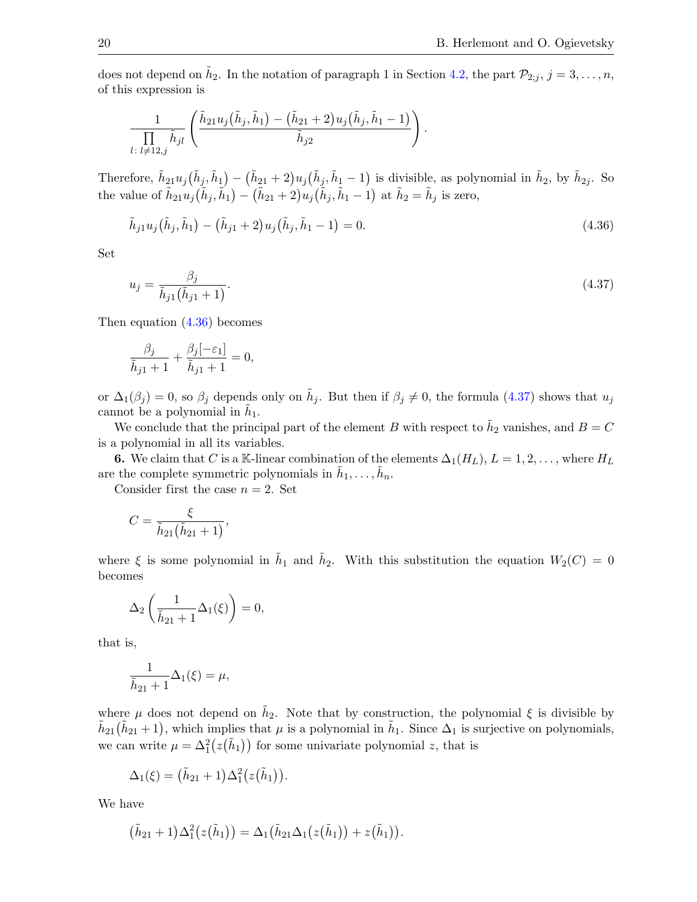does not depend on $\tilde{h}_2$. In the notation of paragraph 1 in Section 4.2, the part $\mathcal{P}_{2;j}$, $j = 3, \dots, n$, of this expression is

$$\frac{1}{\prod\limits_{l:\, l\neq 12,j} \tilde{h}_{jl}} \left( \frac{\tilde{h}_{21} u_j(\tilde{h}_j, \tilde{h}_1) - (\tilde{h}_{21} + 2) u_j(\tilde{h}_j, \tilde{h}_1 - 1)}{\tilde{h}_{j2}} \right).$$

Therefore, $\tilde{h}_{21} u_j(\tilde{h}_j, \tilde{h}_1) - (\tilde{h}_{21} + 2) u_j(\tilde{h}_j, \tilde{h}_1 - 1)$ is divisible, as polynomial in $\tilde{h}_2$, by $\tilde{h}_{2j}$. So the value of $\tilde{h}_{21} u_j(\tilde{h}_j, \tilde{h}_1) - (\tilde{h}_{21} + 2) u_j(\tilde{h}_j, \tilde{h}_1 - 1)$ at $\tilde{h}_2 = \tilde{h}_j$ is zero,

$$\tilde{h}_{j1} u_j(\tilde{h}_j, \tilde{h}_1) - (\tilde{h}_{j1} + 2) u_j(\tilde{h}_j, \tilde{h}_1 - 1) = 0. \tag{4.36}$$

Set

$$u_j = \frac{\beta_j}{\tilde{h}_{j1}(\tilde{h}_{j1} + 1)}. \tag{4.37}$$

Then equation (4.36) becomes

$$\frac{\beta_j}{\tilde{h}_{j1} + 1} + \frac{\beta_j[-\varepsilon_1]}{\tilde{h}_{j1} + 1} = 0,$$

or $\Delta_1(\beta_j) = 0$, so $\beta_j$ depends only on $\tilde{h}_j$. But then if $\beta_j \neq 0$, the formula (4.37) shows that $u_j$ cannot be a polynomial in $\tilde{h}_1$.

We conclude that the principal part of the element $B$ with respect to $\tilde{h}_2$ vanishes, and $B = C$ is a polynomial in all its variables.

**6.** We claim that $C$ is a $\mathbb{K}$-linear combination of the elements $\Delta_1(H_L)$, $L = 1, 2, \dots$, where $H_L$ are the complete symmetric polynomials in $\tilde{h}_1, \dots, \tilde{h}_n$.

Consider first the case $n = 2$. Set

$$C = \frac{\xi}{\tilde{h}_{21}(\tilde{h}_{21} + 1)},$$

where $\xi$ is some polynomial in $\tilde{h}_1$ and $\tilde{h}_2$. With this substitution the equation $W_2(C) = 0$ becomes

$$\Delta_2 \left( \frac{1}{\tilde{h}_{21} + 1} \Delta_1(\xi) \right) = 0,$$

that is,

$$\frac{1}{\tilde{h}_{21} + 1} \Delta_1(\xi) = \mu,$$

where $\mu$ does not depend on $\tilde{h}_2$. Note that by construction, the polynomial $\xi$ is divisible by $\tilde{h}_{21}(\tilde{h}_{21} + 1)$, which implies that $\mu$ is a polynomial in $\tilde{h}_1$. Since $\Delta_1$ is surjective on polynomials, we can write $\mu = \Delta_1^2(z(\tilde{h}_1))$ for some univariate polynomial $z$, that is

$$\Delta_1(\xi) = (\tilde{h}_{21} + 1) \Delta_1^2(z(\tilde{h}_1)).$$

We have

$$(\tilde{h}_{21} + 1) \Delta_1^2(z(\tilde{h}_1)) = \Delta_1(\tilde{h}_{21} \Delta_1(z(\tilde{h}_1)) + z(\tilde{h}_1)).$$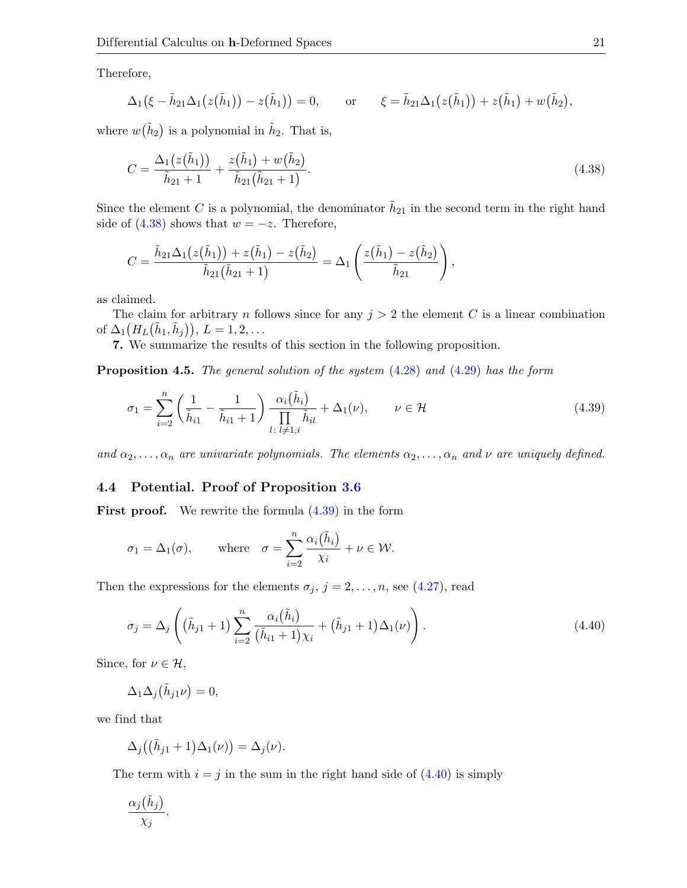Therefore,

$$\Delta_1\big(\xi - \tilde{h}_{21}\Delta_1\big(z\big(\tilde{h}_1\big)\big) - z\big(\tilde{h}_1\big)\big) = 0, \qquad \text{or} \qquad \xi = \tilde{h}_{21}\Delta_1\big(z\big(\tilde{h}_1\big)\big) + z\big(\tilde{h}_1\big) + w\big(\tilde{h}_2\big),$$

where $w\big(\tilde{h}_2\big)$ is a polynomial in $\tilde{h}_2$. That is,

$$C = \frac{\Delta_1\big(z\big(\tilde{h}_1\big)\big)}{\tilde{h}_{21}+1} + \frac{z\big(\tilde{h}_1\big) + w\big(\tilde{h}_2\big)}{\tilde{h}_{21}\big(\tilde{h}_{21}+1\big)}. \tag{4.38}$$

Since the element $C$ is a polynomial, the denominator $\tilde{h}_{21}$ in the second term in the right hand side of (4.38) shows that $w = -z$. Therefore,

$$C = \frac{\tilde{h}_{21}\Delta_1\big(z\big(\tilde{h}_1\big)\big) + z\big(\tilde{h}_1\big) - z\big(\tilde{h}_2\big)}{\tilde{h}_{21}\big(\tilde{h}_{21}+1\big)} = \Delta_1\left(\frac{z\big(\tilde{h}_1\big) - z\big(\tilde{h}_2\big)}{\tilde{h}_{21}}\right),$$

as claimed.

The claim for arbitrary $n$ follows since for any $j > 2$ the element $C$ is a linear combination of $\Delta_1\big(H_L\big(\tilde{h}_1, \tilde{h}_j\big)\big)$, $L = 1, 2, \dots$

**7.** We summarize the results of this section in the following proposition.

**Proposition 4.5.** *The general solution of the system* (4.28) *and* (4.29) *has the form*

$$\sigma_1 = \sum_{i=2}^{n} \left(\frac{1}{\tilde{h}_{i1}} - \frac{1}{\tilde{h}_{i1}+1}\right) \frac{\alpha_i\big(\tilde{h}_i\big)}{\prod\limits_{l:\, l\neq 1,i} \tilde{h}_{il}} + \Delta_1(\nu), \qquad \nu \in \mathcal{H} \tag{4.39}$$

*and* $\alpha_2, \dots, \alpha_n$ *are univariate polynomials. The elements* $\alpha_2, \dots, \alpha_n$ *and* $\nu$ *are uniquely defined.*

### 4.4 Potential. Proof of Proposition 3.6

**First proof.** We rewrite the formula (4.39) in the form

$$\sigma_1 = \Delta_1(\sigma), \qquad \text{where} \quad \sigma = \sum_{i=2}^{n} \frac{\alpha_i\big(\tilde{h}_i\big)}{\chi_i} + \nu \in \mathcal{W}.$$

Then the expressions for the elements $\sigma_j$, $j = 2, \dots, n$, see (4.27), read

$$\sigma_j = \Delta_j\left(\big(\tilde{h}_{j1}+1\big)\sum_{i=2}^{n} \frac{\alpha_i\big(\tilde{h}_i\big)}{\big(\tilde{h}_{i1}+1\big)\chi_i} + \big(\tilde{h}_{j1}+1\big)\Delta_1(\nu)\right). \tag{4.40}$$

Since, for $\nu \in \mathcal{H}$,

$$\Delta_1\Delta_j\big(\tilde{h}_{j1}\nu\big) = 0,$$

we find that

$$\Delta_j\big(\big(\tilde{h}_{j1}+1\big)\Delta_1(\nu)\big) = \Delta_j(\nu).$$

The term with $i = j$ in the sum in the right hand side of (4.40) is simply

$$\frac{\alpha_j\big(\tilde{h}_j\big)}{\chi_j}.$$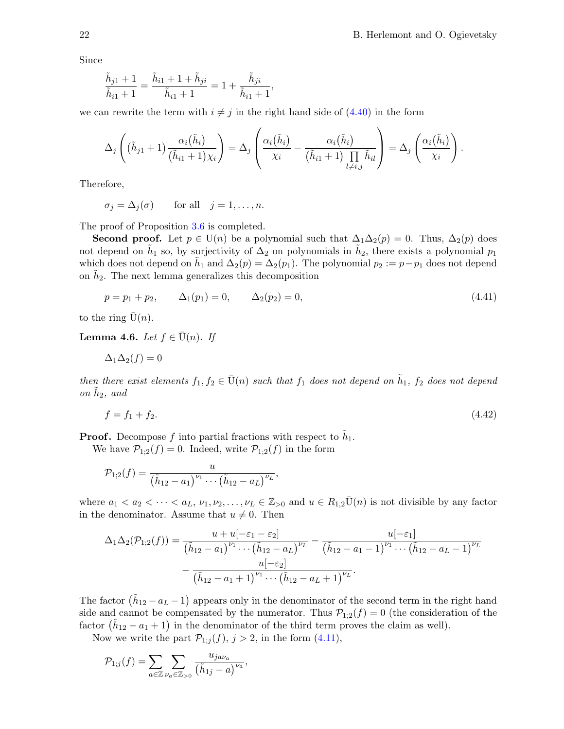Since

$$\frac{\tilde{h}_{j1}+1}{\tilde{h}_{i1}+1} = \frac{\tilde{h}_{i1}+1+\tilde{h}_{ji}}{\tilde{h}_{i1}+1} = 1 + \frac{\tilde{h}_{ji}}{\tilde{h}_{i1}+1},$$

we can rewrite the term with $i \neq j$ in the right hand side of (4.40) in the form

$$\Delta_j \left( \big(\tilde{h}_{j1}+1\big) \frac{\alpha_i\big(\tilde{h}_i\big)}{\big(\tilde{h}_{i1}+1\big)\chi_i} \right) = \Delta_j \left( \frac{\alpha_i\big(\tilde{h}_i\big)}{\chi_i} - \frac{\alpha_i\big(\tilde{h}_i\big)}{\big(\tilde{h}_{i1}+1\big) \prod\limits_{l \neq i,j} \tilde{h}_{il}} \right) = \Delta_j \left( \frac{\alpha_i\big(\tilde{h}_i\big)}{\chi_i} \right).$$

Therefore,

$$\sigma_j = \Delta_j(\sigma) \qquad \text{for all} \quad j = 1, \dots, n.$$

The proof of Proposition 3.6 is completed.

**Second proof.** Let $p \in \mathrm{U}(n)$ be a polynomial such that $\Delta_1 \Delta_2(p) = 0$. Thus, $\Delta_2(p)$ does not depend on $\tilde{h}_1$ so, by surjectivity of $\Delta_2$ on polynomials in $\tilde{h}_2$, there exists a polynomial $p_1$ which does not depend on $\tilde{h}_1$ and $\Delta_2(p) = \Delta_2(p_1)$. The polynomial $p_2 := p - p_1$ does not depend on $\tilde{h}_2$. The next lemma generalizes this decomposition

$$p = p_1 + p_2, \qquad \Delta_1(p_1) = 0, \qquad \Delta_2(p_2) = 0, \tag{4.41}$$

to the ring $\bar{\mathrm{U}}(n)$.

**Lemma 4.6.** *Let $f \in \bar{\mathrm{U}}(n)$. If*

$$\Delta_1 \Delta_2(f) = 0$$

*then there exist elements $f_1, f_2 \in \bar{\mathrm{U}}(n)$ such that $f_1$ does not depend on $\tilde{h}_1$, $f_2$ does not depend on $\tilde{h}_2$, and*

$$f = f_1 + f_2. \tag{4.42}$$

**Proof.** Decompose $f$ into partial fractions with respect to $\tilde{h}_1$.

We have $\mathcal{P}_{1;2}(f) = 0$. Indeed, write $\mathcal{P}_{1;2}(f)$ in the form

$$\mathcal{P}_{1;2}(f) = \frac{u}{\big(\tilde{h}_{12}-a_1\big)^{\nu_1} \cdots \big(\tilde{h}_{12}-a_L\big)^{\nu_L}},$$

where $a_1 < a_2 < \dots < a_L$, $\nu_1, \nu_2, \dots, \nu_L \in \mathbb{Z}_{>0}$ and $u \in R_{1,2}\bar{\mathrm{U}}(n)$ is not divisible by any factor in the denominator. Assume that $u \neq 0$. Then

$$\begin{aligned}
\Delta_1 \Delta_2(\mathcal{P}_{1;2}(f)) = {} & \frac{u + u[-\varepsilon_1 - \varepsilon_2]}{\big(\tilde{h}_{12}-a_1\big)^{\nu_1} \cdots \big(\tilde{h}_{12}-a_L\big)^{\nu_L}} - \frac{u[-\varepsilon_1]}{\big(\tilde{h}_{12}-a_1-1\big)^{\nu_1} \cdots \big(\tilde{h}_{12}-a_L-1\big)^{\nu_L}} \\
& - \frac{u[-\varepsilon_2]}{\big(\tilde{h}_{12}-a_1+1\big)^{\nu_1} \cdots \big(\tilde{h}_{12}-a_L+1\big)^{\nu_L}}.
\end{aligned}$$

The factor $\big(\tilde{h}_{12}-a_L-1\big)$ appears only in the denominator of the second term in the right hand side and cannot be compensated by the numerator. Thus $\mathcal{P}_{1;2}(f) = 0$ (the consideration of the factor $\big(\tilde{h}_{12}-a_1+1\big)$ in the denominator of the third term proves the claim as well).

Now we write the part $\mathcal{P}_{1;j}(f)$, $j > 2$, in the form (4.11),

$$\mathcal{P}_{1;j}(f) = \sum_{a \in \mathbb{Z}} \sum_{\nu_a \in \mathbb{Z}_{>0}} \frac{u_{ja\nu_a}}{\big(\tilde{h}_{1j}-a\big)^{\nu_a}},$$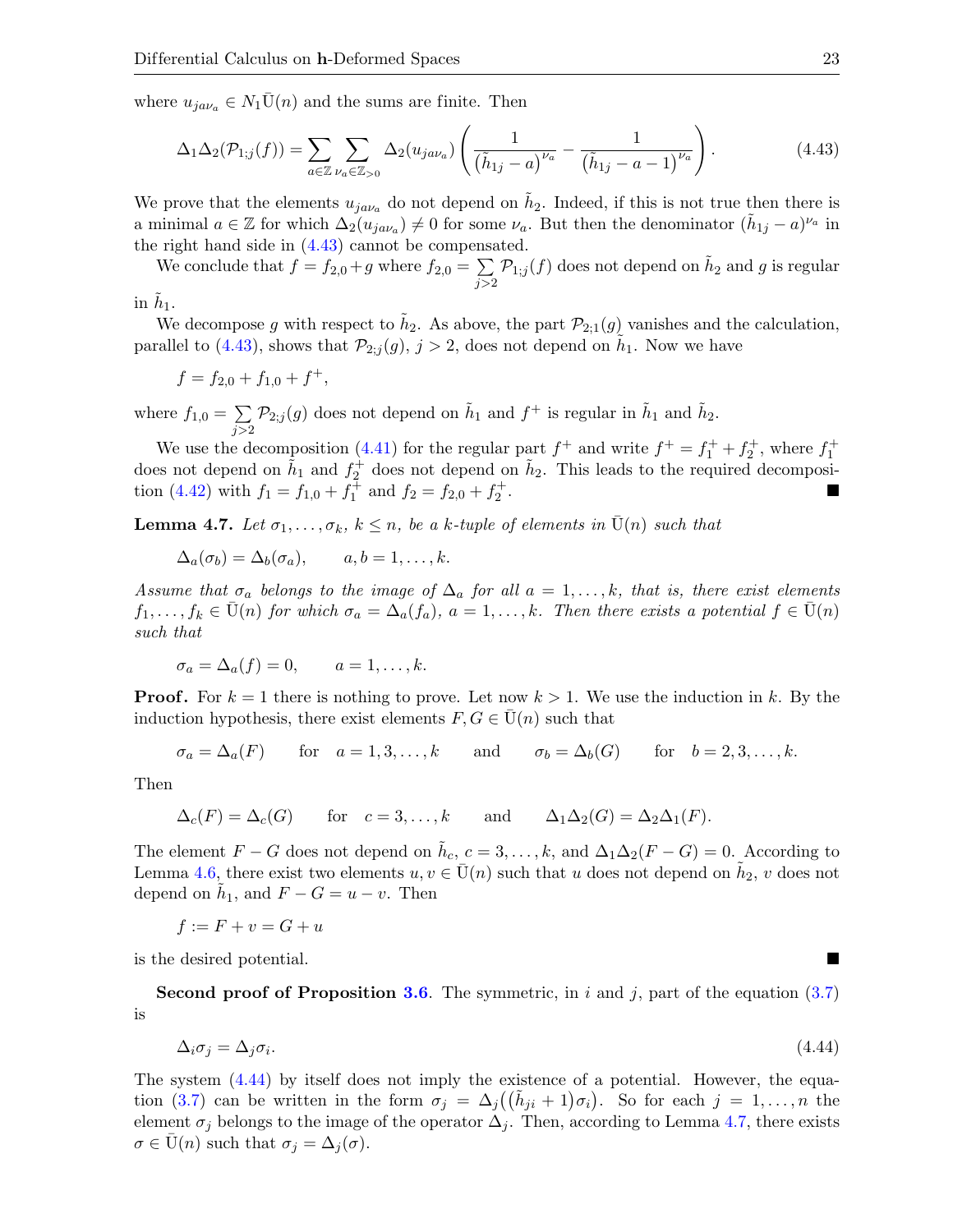where $u_{ja\nu_a} \in N_1\bar{\mathrm{U}}(n)$ and the sums are finite. Then

$$\Delta_1\Delta_2(\mathcal{P}_{1;j}(f)) = \sum_{a\in\mathbb{Z}} \sum_{\nu_a \in \mathbb{Z}_{>0}} \Delta_2(u_{ja\nu_a}) \left( \frac{1}{\big(\tilde{h}_{1j} - a\big)^{\nu_a}} - \frac{1}{\big(\tilde{h}_{1j} - a - 1\big)^{\nu_a}} \right). \tag{4.43}$$

We prove that the elements $u_{ja\nu_a}$ do not depend on $\tilde{h}_2$. Indeed, if this is not true then there is a minimal $a \in \mathbb{Z}$ for which $\Delta_2(u_{ja\nu_a}) \neq 0$ for some $\nu_a$. But then the denominator $(\tilde{h}_{1j} - a)^{\nu_a}$ in the right hand side in (4.43) cannot be compensated.

We conclude that $f = f_{2,0} + g$ where $f_{2,0} = \sum\limits_{j>2} \mathcal{P}_{1;j}(f)$ does not depend on $\tilde{h}_2$ and $g$ is regular in $\tilde{h}_1$.

We decompose $g$ with respect to $\tilde{h}_2$. As above, the part $\mathcal{P}_{2;1}(g)$ vanishes and the calculation, parallel to (4.43), shows that $\mathcal{P}_{2;j}(g)$, $j > 2$, does not depend on $\tilde{h}_1$. Now we have

$$f = f_{2,0} + f_{1,0} + f^+,$$

where $f_{1,0} = \sum\limits_{j>2} \mathcal{P}_{2;j}(g)$ does not depend on $\tilde{h}_1$ and $f^+$ is regular in $\tilde{h}_1$ and $\tilde{h}_2$.

We use the decomposition (4.41) for the regular part $f^+$ and write $f^+ = f_1^+ + f_2^+$, where $f_1^+$ does not depend on $\tilde{h}_1$ and $f_2^+$ does not depend on $\tilde{h}_2$. This leads to the required decomposition (4.42) with $f_1 = f_{1,0} + f_1^+$ and $f_2 = f_{2,0} + f_2^+$. ■

**Lemma 4.7.** *Let $\sigma_1, \ldots, \sigma_k$, $k \leq n$, be a $k$-tuple of elements in $\bar{\mathrm{U}}(n)$ such that*

$$\Delta_a(\sigma_b) = \Delta_b(\sigma_a), \qquad a, b = 1, \ldots, k.$$

*Assume that $\sigma_a$ belongs to the image of $\Delta_a$ for all $a = 1, \ldots, k$, that is, there exist elements $f_1, \ldots, f_k \in \bar{\mathrm{U}}(n)$ for which $\sigma_a = \Delta_a(f_a)$, $a = 1, \ldots, k$. Then there exists a potential $f \in \bar{\mathrm{U}}(n)$ such that*

$$\sigma_a = \Delta_a(f) = 0, \qquad a = 1, \ldots, k.$$

**Proof.** For $k = 1$ there is nothing to prove. Let now $k > 1$. We use the induction in $k$. By the induction hypothesis, there exist elements $F, G \in \bar{\mathrm{U}}(n)$ such that

$$\sigma_a = \Delta_a(F) \quad \text{ for } \quad a = 1, 3, \ldots, k \qquad \text{and} \qquad \sigma_b = \Delta_b(G) \quad \text{ for } \quad b = 2, 3, \ldots, k.$$

Then

$$\Delta_c(F) = \Delta_c(G) \quad \text{ for } \quad c = 3, \ldots, k \qquad \text{and} \qquad \Delta_1\Delta_2(G) = \Delta_2\Delta_1(F).$$

The element $F - G$ does not depend on $\tilde{h}_c$, $c = 3, \ldots, k$, and $\Delta_1\Delta_2(F - G) = 0$. According to Lemma 4.6, there exist two elements $u, v \in \bar{\mathrm{U}}(n)$ such that $u$ does not depend on $\tilde{h}_2$, $v$ does not depend on $\tilde{h}_1$, and $F - G = u - v$. Then

$$f := F + v = G + u$$

is the desired potential. ■

**Second proof of Proposition 3.6**. The symmetric, in $i$ and $j$, part of the equation (3.7) is

$$\Delta_i\sigma_j = \Delta_j\sigma_i. \tag{4.44}$$

The system (4.44) by itself does not imply the existence of a potential. However, the equation (3.7) can be written in the form $\sigma_j = \Delta_j\big((\tilde{h}_{ji} + 1)\sigma_i\big)$. So for each $j = 1, \ldots, n$ the element $\sigma_j$ belongs to the image of the operator $\Delta_j$. Then, according to Lemma 4.7, there exists $\sigma \in \bar{\mathrm{U}}(n)$ such that $\sigma_j = \Delta_j(\sigma)$.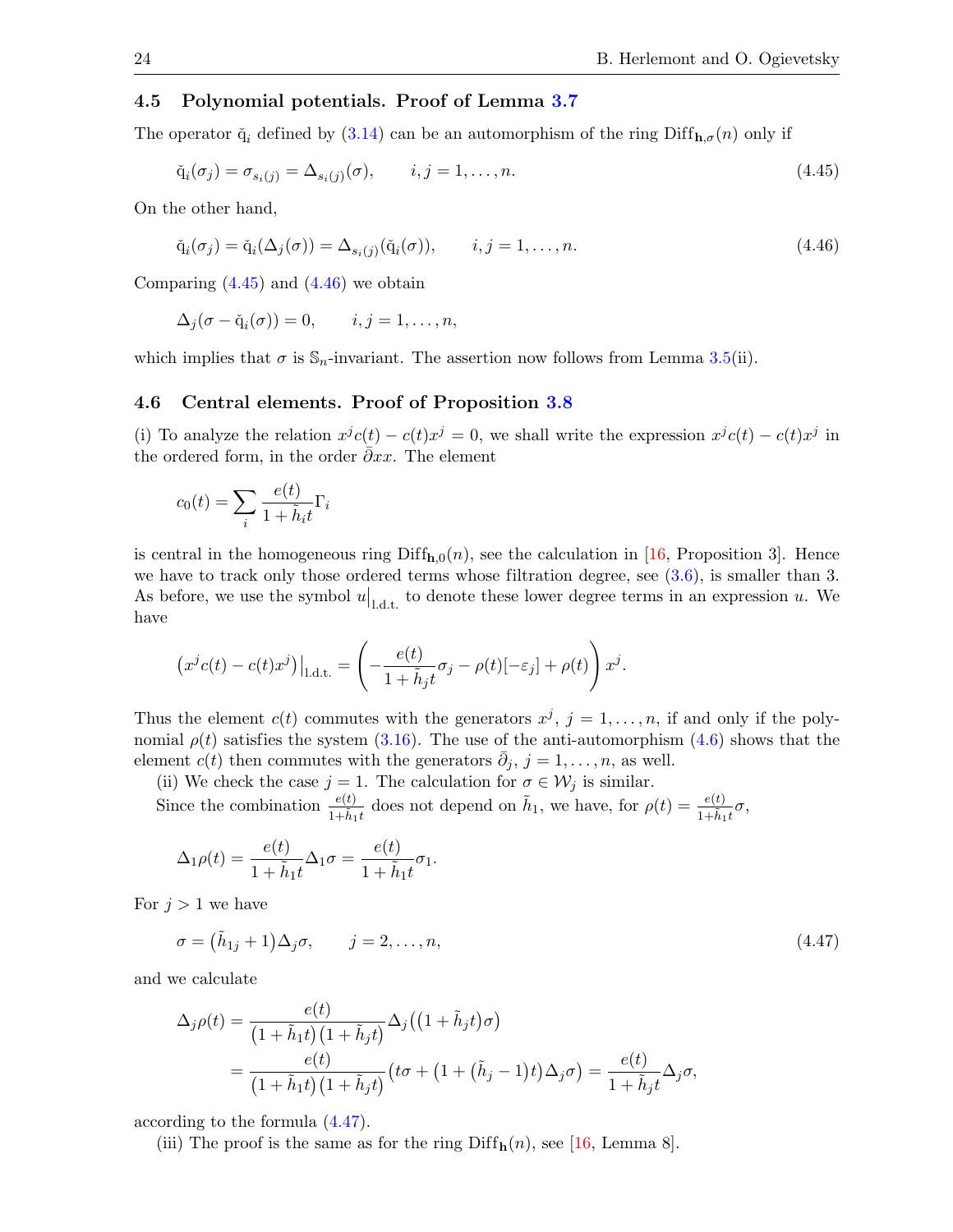## 4.5 Polynomial potentials. Proof of Lemma 3.7

The operator $\check{\mathrm{q}}_i$ defined by (3.14) can be an automorphism of the ring $\mathrm{Diff}_{\mathbf{h},\sigma}(n)$ only if

$$\check{\mathrm{q}}_i(\sigma_j) = \sigma_{s_i(j)} = \Delta_{s_i(j)}(\sigma), \qquad i,j = 1,\dots,n. \tag{4.45}$$

On the other hand,

$$\check{\mathrm{q}}_i(\sigma_j) = \check{\mathrm{q}}_i(\Delta_j(\sigma)) = \Delta_{s_i(j)}(\check{\mathrm{q}}_i(\sigma)), \qquad i,j = 1,\dots,n. \tag{4.46}$$

Comparing (4.45) and (4.46) we obtain

$$\Delta_j(\sigma - \check{\mathrm{q}}_i(\sigma)) = 0, \qquad i,j = 1,\dots,n,$$

which implies that $\sigma$ is $\mathbb{S}_n$-invariant. The assertion now follows from Lemma 3.5(ii).

## 4.6 Central elements. Proof of Proposition 3.8

(i) To analyze the relation $x^j c(t) - c(t)x^j = 0$, we shall write the expression $x^j c(t) - c(t)x^j$ in the ordered form, in the order $\bar{\partial} x x$. The element

$$c_0(t) = \sum_i \frac{e(t)}{1+\tilde{h}_i t}\Gamma_i$$

is central in the homogeneous ring $\mathrm{Diff}_{\mathbf{h},0}(n)$, see the calculation in [16, Proposition 3]. Hence we have to track only those ordered terms whose filtration degree, see (3.6), is smaller than 3. As before, we use the symbol $u\big|_{\text{l.d.t.}}$ to denote these lower degree terms in an expression $u$. We have

$$\left(x^j c(t) - c(t)x^j\right)\big|_{\text{l.d.t.}} = \left(-\frac{e(t)}{1+\tilde{h}_j t}\sigma_j - \rho(t)[-\varepsilon_j] + \rho(t)\right)x^j.$$

Thus the element $c(t)$ commutes with the generators $x^j$, $j = 1,\dots,n$, if and only if the polynomial $\rho(t)$ satisfies the system (3.16). The use of the anti-automorphism (4.6) shows that the element $c(t)$ then commutes with the generators $\bar{\partial}_j$, $j = 1,\dots,n$, as well.

(ii) We check the case $j = 1$. The calculation for $\sigma \in \mathcal{W}_j$ is similar.

Since the combination $\frac{e(t)}{1+\tilde{h}_1 t}$ does not depend on $\tilde{h}_1$, we have, for $\rho(t) = \frac{e(t)}{1+\tilde{h}_1 t}\sigma$,

$$\Delta_1 \rho(t) = \frac{e(t)}{1+\tilde{h}_1 t}\Delta_1\sigma = \frac{e(t)}{1+\tilde{h}_1 t}\sigma_1.$$

For $j > 1$ we have

$$\sigma = \left(\tilde{h}_{1j} + 1\right)\Delta_j\sigma, \qquad j = 2,\dots,n, \tag{4.47}$$

and we calculate

$$\begin{aligned}
\Delta_j\rho(t) &= \frac{e(t)}{\left(1+\tilde{h}_1 t\right)\left(1+\tilde{h}_j t\right)}\Delta_j\left(\left(1+\tilde{h}_j t\right)\sigma\right) \\
&= \frac{e(t)}{\left(1+\tilde{h}_1 t\right)\left(1+\tilde{h}_j t\right)}\left(t\sigma + \left(1 + \left(\tilde{h}_j - 1\right)t\right)\Delta_j\sigma\right) = \frac{e(t)}{1+\tilde{h}_j t}\Delta_j\sigma,
\end{aligned}$$

according to the formula (4.47).

(iii) The proof is the same as for the ring $\mathrm{Diff}_{\mathbf{h}}(n)$, see [16, Lemma 8].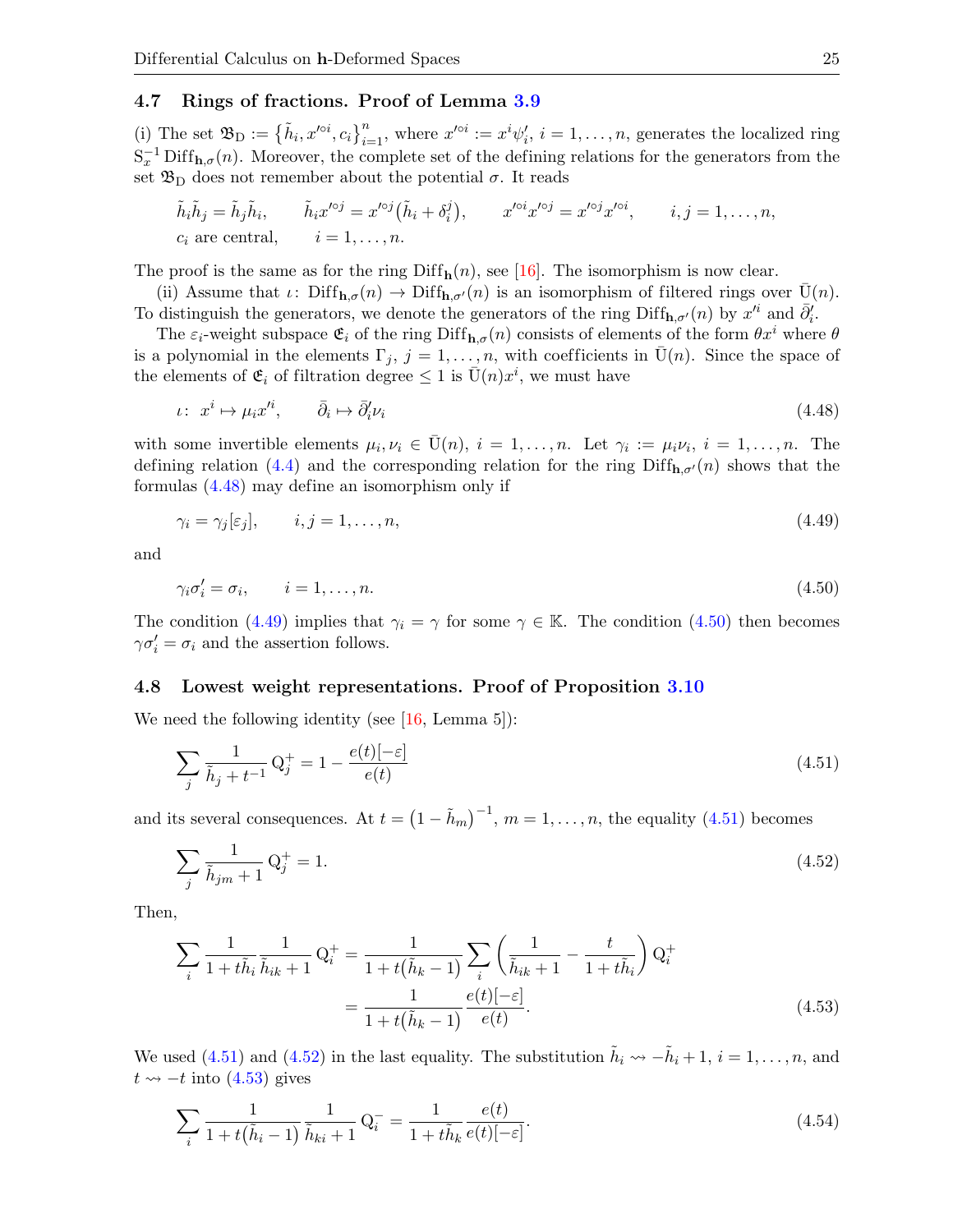### 4.7 Rings of fractions. Proof of Lemma 3.9

(i) The set $\mathfrak{B}_{\rm D} := \{\tilde{h}_i, x'^{\circ i}, c_i\}_{i=1}^n$, where $x'^{\circ i} := x^i \psi'_i$, $i = 1, \dots, n$, generates the localized ring $\mathrm{S}_x^{-1}\,\mathrm{Diff}_{\mathbf{h},\sigma}(n)$. Moreover, the complete set of the defining relations for the generators from the set $\mathfrak{B}_{\rm D}$ does not remember about the potential $\sigma$. It reads

$$\tilde{h}_i \tilde{h}_j = \tilde{h}_j \tilde{h}_i, \qquad \tilde{h}_i x'^{\circ j} = x'^{\circ j}\big(\tilde{h}_i + \delta_i^j\big), \qquad x'^{\circ i} x'^{\circ j} = x'^{\circ j} x'^{\circ i}, \qquad i, j = 1, \dots, n,$$
$$c_i \text{ are central}, \qquad i = 1, \dots, n.$$

The proof is the same as for the ring $\mathrm{Diff}_{\mathbf{h}}(n)$, see [16]. The isomorphism is now clear.

(ii) Assume that $\iota\colon \mathrm{Diff}_{\mathbf{h},\sigma}(n) \to \mathrm{Diff}_{\mathbf{h},\sigma'}(n)$ is an isomorphism of filtered rings over $\bar{\mathrm{U}}(n)$. To distinguish the generators, we denote the generators of the ring $\mathrm{Diff}_{\mathbf{h},\sigma'}(n)$ by $x'^i$ and $\bar{\partial}'_i$.

The $\varepsilon_i$-weight subspace $\mathfrak{E}_i$ of the ring $\mathrm{Diff}_{\mathbf{h},\sigma}(n)$ consists of elements of the form $\theta x^i$ where $\theta$ is a polynomial in the elements $\Gamma_j$, $j = 1, \dots, n$, with coefficients in $\bar{\mathrm{U}}(n)$. Since the space of the elements of $\mathfrak{E}_i$ of filtration degree $\leq 1$ is $\bar{\mathrm{U}}(n)x^i$, we must have

$$\iota\colon\ x^i \mapsto \mu_i x'^i, \qquad \bar{\partial}_i \mapsto \bar{\partial}'_i \nu_i \tag{4.48}$$

with some invertible elements $\mu_i, \nu_i \in \bar{\mathrm{U}}(n)$, $i = 1, \dots, n$. Let $\gamma_i := \mu_i \nu_i$, $i = 1, \dots, n$. The defining relation (4.4) and the corresponding relation for the ring $\mathrm{Diff}_{\mathbf{h},\sigma'}(n)$ shows that the formulas (4.48) may define an isomorphism only if

$$\gamma_i = \gamma_j[\varepsilon_j], \qquad i, j = 1, \dots, n, \tag{4.49}$$

and

$$\gamma_i \sigma'_i = \sigma_i, \qquad i = 1, \dots, n. \tag{4.50}$$

The condition (4.49) implies that $\gamma_i = \gamma$ for some $\gamma \in \mathbb{K}$. The condition (4.50) then becomes $\gamma \sigma'_i = \sigma_i$ and the assertion follows.

### 4.8 Lowest weight representations. Proof of Proposition 3.10

We need the following identity (see [16, Lemma 5]):

$$\sum_j \frac{1}{\tilde{h}_j + t^{-1}}\, \mathrm{Q}_j^+ = 1 - \frac{e(t)[-\varepsilon]}{e(t)} \tag{4.51}$$

and its several consequences. At $t = \big(1 - \tilde{h}_m\big)^{-1}$, $m = 1, \dots, n$, the equality (4.51) becomes

$$\sum_j \frac{1}{\tilde{h}_{jm} + 1}\, \mathrm{Q}_j^+ = 1. \tag{4.52}$$

Then,

$$\begin{aligned}
\sum_i \frac{1}{1 + t\tilde{h}_i} \frac{1}{\tilde{h}_{ik} + 1}\, \mathrm{Q}_i^+ &= \frac{1}{1 + t\big(\tilde{h}_k - 1\big)} \sum_i \left(\frac{1}{\tilde{h}_{ik} + 1} - \frac{t}{1 + t\tilde{h}_i}\right) \mathrm{Q}_i^+ \\
&= \frac{1}{1 + t\big(\tilde{h}_k - 1\big)} \frac{e(t)[-\varepsilon]}{e(t)}.
\end{aligned} \tag{4.53}$$

We used (4.51) and (4.52) in the last equality. The substitution $\tilde{h}_i \rightsquigarrow -\tilde{h}_i + 1$, $i = 1, \dots, n$, and $t \rightsquigarrow -t$ into (4.53) gives

$$\sum_i \frac{1}{1 + t\big(\tilde{h}_i - 1\big)} \frac{1}{\tilde{h}_{ki} + 1}\, \mathrm{Q}_i^- = \frac{1}{1 + t\tilde{h}_k} \frac{e(t)}{e(t)[-\varepsilon]}. \tag{4.54}$$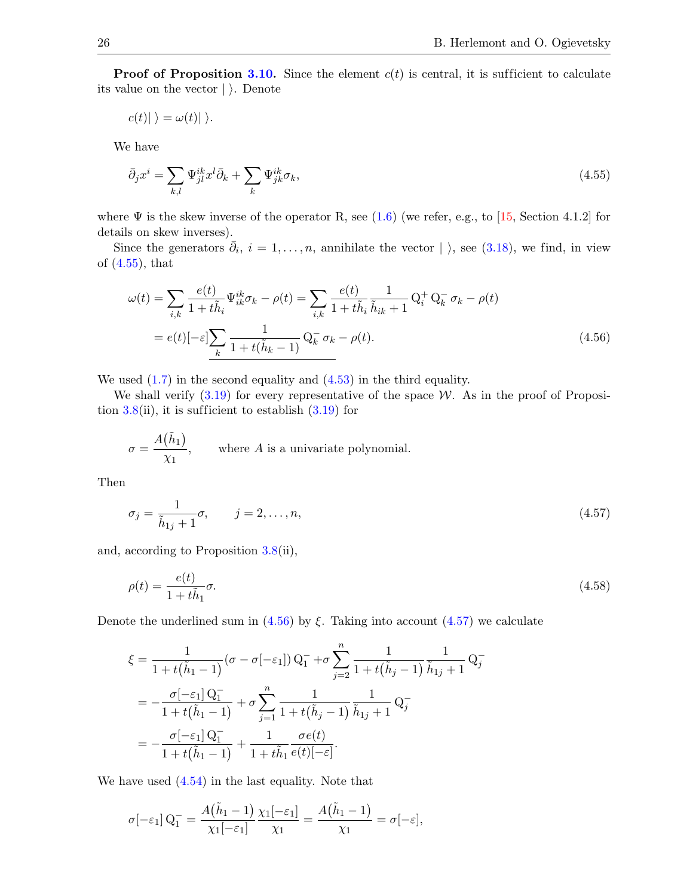**Proof of Proposition 3.10.** Since the element $c(t)$ is central, it is sufficient to calculate its value on the vector $|\ \rangle$. Denote

$$c(t)|\ \rangle = \omega(t)|\ \rangle.$$

We have

$$\bar{\partial}_j x^i = \sum_{k,l} \Psi^{ik}_{jl} x^l \bar{\partial}_k + \sum_k \Psi^{ik}_{jk} \sigma_k, \tag{4.55}$$

where $\Psi$ is the skew inverse of the operator R, see (1.6) (we refer, e.g., to [15, Section 4.1.2] for details on skew inverses).

Since the generators $\bar{\partial}_i$, $i = 1, \dots, n$, annihilate the vector $|\ \rangle$, see (3.18), we find, in view of (4.55), that

$$\begin{aligned}
\omega(t) &= \sum_{i,k} \frac{e(t)}{1 + t\tilde{h}_i} \Psi^{ik}_{ik} \sigma_k - \rho(t) = \sum_{i,k} \frac{e(t)}{1 + t\tilde{h}_i} \frac{1}{\tilde{h}_{ik} + 1} \mathrm{Q}^+_i \mathrm{Q}^-_k \sigma_k - \rho(t) \\
&= e(t)[-\varepsilon] \underline{\sum_k \frac{1}{1 + t(\tilde{h}_k - 1)} \mathrm{Q}^-_k \sigma_k} - \rho(t).
\end{aligned} \tag{4.56}$$

We used (1.7) in the second equality and (4.53) in the third equality.

We shall verify (3.19) for every representative of the space $\mathcal{W}$. As in the proof of Proposition 3.8(ii), it is sufficient to establish (3.19) for

$$\sigma = \frac{A(\tilde{h}_1)}{\chi_1}, \qquad \text{where } A \text{ is a univariate polynomial.}$$

Then

$$\sigma_j = \frac{1}{\tilde{h}_{1j} + 1} \sigma, \qquad j = 2, \dots, n, \tag{4.57}$$

and, according to Proposition 3.8(ii),

$$\rho(t) = \frac{e(t)}{1 + t\tilde{h}_1} \sigma. \tag{4.58}$$

Denote the underlined sum in (4.56) by $\xi$. Taking into account (4.57) we calculate

$$\begin{aligned}
\xi &= \frac{1}{1 + t(\tilde{h}_1 - 1)} (\sigma - \sigma[-\varepsilon_1]) \mathrm{Q}^-_1 + \sigma \sum_{j=2}^n \frac{1}{1 + t(\tilde{h}_j - 1)} \frac{1}{\tilde{h}_{1j} + 1} \mathrm{Q}^-_j \\
&= -\frac{\sigma[-\varepsilon_1] \mathrm{Q}^-_1}{1 + t(\tilde{h}_1 - 1)} + \sigma \sum_{j=1}^n \frac{1}{1 + t(\tilde{h}_j - 1)} \frac{1}{\tilde{h}_{1j} + 1} \mathrm{Q}^-_j \\
&= -\frac{\sigma[-\varepsilon_1] \mathrm{Q}^-_1}{1 + t(\tilde{h}_1 - 1)} + \frac{1}{1 + t\tilde{h}_1} \frac{\sigma e(t)}{e(t)[-\varepsilon]}.
\end{aligned}$$

We have used (4.54) in the last equality. Note that

$$\sigma[-\varepsilon_1] \mathrm{Q}^-_1 = \frac{A(\tilde{h}_1 - 1)}{\chi_1[-\varepsilon_1]} \frac{\chi_1[-\varepsilon_1]}{\chi_1} = \frac{A(\tilde{h}_1 - 1)}{\chi_1} = \sigma[-\varepsilon],$$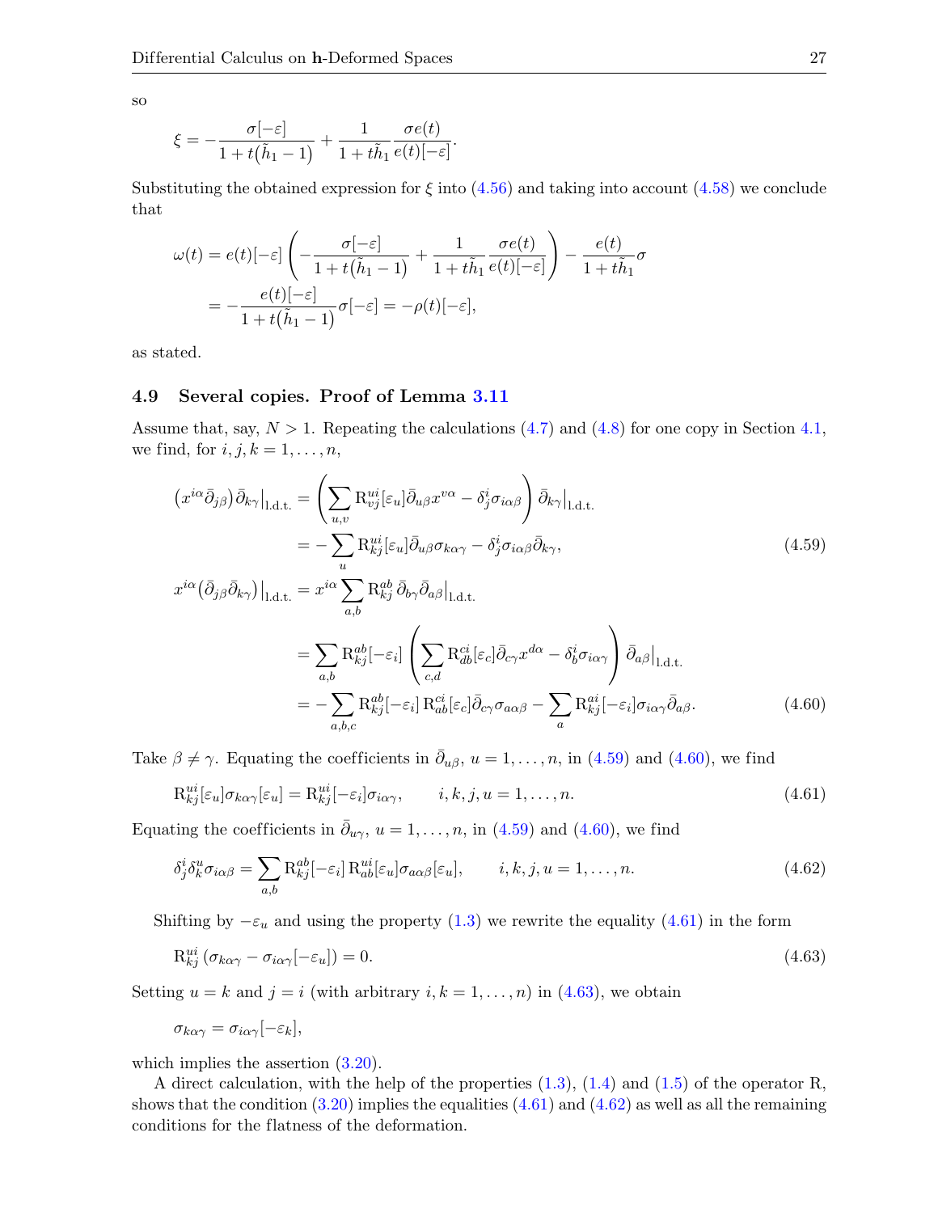so

$$\xi = -\frac{\sigma[-\varepsilon]}{1+t(\tilde{h}_1-1)} + \frac{1}{1+t\tilde{h}_1}\frac{\sigma e(t)}{e(t)[-\varepsilon]}.$$

Substituting the obtained expression for $\xi$ into (4.56) and taking into account (4.58) we conclude that

$$\begin{aligned}
\omega(t) &= e(t)[-\varepsilon]\left(-\frac{\sigma[-\varepsilon]}{1+t(\tilde{h}_1-1)} + \frac{1}{1+t\tilde{h}_1}\frac{\sigma e(t)}{e(t)[-\varepsilon]}\right) - \frac{e(t)}{1+t\tilde{h}_1}\sigma \\
&= -\frac{e(t)[-\varepsilon]}{1+t(\tilde{h}_1-1)}\sigma[-\varepsilon] = -\rho(t)[-\varepsilon],
\end{aligned}$$

as stated.

### 4.9 Several copies. Proof of Lemma 3.11

Assume that, say, $N>1$. Repeating the calculations (4.7) and (4.8) for one copy in Section 4.1, we find, for $i,j,k=1,\dots,n$,

$$\begin{aligned}
\left(x^{i\alpha}\bar{\partial}_{j\beta}\right)\bar{\partial}_{k\gamma}\big|_{\text{l.d.t.}} &= \left(\sum_{u,v}\mathrm{R}^{ui}_{vj}[\varepsilon_u]\bar{\partial}_{u\beta}x^{v\alpha} - \delta^i_j\sigma_{i\alpha\beta}\right)\bar{\partial}_{k\gamma}\big|_{\text{l.d.t.}} \\
&= -\sum_u \mathrm{R}^{ui}_{kj}[\varepsilon_u]\bar{\partial}_{u\beta}\sigma_{k\alpha\gamma} - \delta^i_j\sigma_{i\alpha\beta}\bar{\partial}_{k\gamma}, \qquad (4.59)
\end{aligned}$$

$$\begin{aligned}
x^{i\alpha}\left(\bar{\partial}_{j\beta}\bar{\partial}_{k\gamma}\right)\big|_{\text{l.d.t.}} &= x^{i\alpha}\sum_{a,b}\mathrm{R}^{ab}_{kj}\,\bar{\partial}_{b\gamma}\bar{\partial}_{a\beta}\big|_{\text{l.d.t.}} \\
&= \sum_{a,b}\mathrm{R}^{ab}_{kj}[-\varepsilon_i]\left(\sum_{c,d}\mathrm{R}^{ci}_{db}[\varepsilon_c]\bar{\partial}_{c\gamma}x^{d\alpha} - \delta^i_b\sigma_{i\alpha\gamma}\right)\bar{\partial}_{a\beta}\big|_{\text{l.d.t.}} \\
&= -\sum_{a,b,c}\mathrm{R}^{ab}_{kj}[-\varepsilon_i]\,\mathrm{R}^{ci}_{ab}[\varepsilon_c]\bar{\partial}_{c\gamma}\sigma_{a\alpha\beta} - \sum_a \mathrm{R}^{ai}_{kj}[-\varepsilon_i]\sigma_{i\alpha\gamma}\bar{\partial}_{a\beta}. \qquad (4.60)
\end{aligned}$$

Take $\beta\neq\gamma$. Equating the coefficients in $\bar{\partial}_{u\beta}$, $u=1,\dots,n$, in (4.59) and (4.60), we find

$$\mathrm{R}^{ui}_{kj}[\varepsilon_u]\sigma_{k\alpha\gamma}[\varepsilon_u] = \mathrm{R}^{ui}_{kj}[-\varepsilon_i]\sigma_{i\alpha\gamma}, \qquad i,k,j,u=1,\dots,n. \qquad (4.61)$$

Equating the coefficients in $\bar{\partial}_{u\gamma}$, $u=1,\dots,n$, in (4.59) and (4.60), we find

$$\delta^i_j\delta^u_k\sigma_{i\alpha\beta} = \sum_{a,b}\mathrm{R}^{ab}_{kj}[-\varepsilon_i]\,\mathrm{R}^{ui}_{ab}[\varepsilon_u]\sigma_{a\alpha\beta}[\varepsilon_u], \qquad i,k,j,u=1,\dots,n. \qquad (4.62)$$

Shifting by $-\varepsilon_u$ and using the property (1.3) we rewrite the equality (4.61) in the form

$$\mathrm{R}^{ui}_{kj}\left(\sigma_{k\alpha\gamma} - \sigma_{i\alpha\gamma}[-\varepsilon_u]\right) = 0. \qquad (4.63)$$

Setting $u=k$ and $j=i$ (with arbitrary $i,k=1,\dots,n$) in (4.63), we obtain

$$\sigma_{k\alpha\gamma} = \sigma_{i\alpha\gamma}[-\varepsilon_k],$$

which implies the assertion (3.20).

A direct calculation, with the help of the properties (1.3), (1.4) and (1.5) of the operator R, shows that the condition (3.20) implies the equalities (4.61) and (4.62) as well as all the remaining conditions for the flatness of the deformation.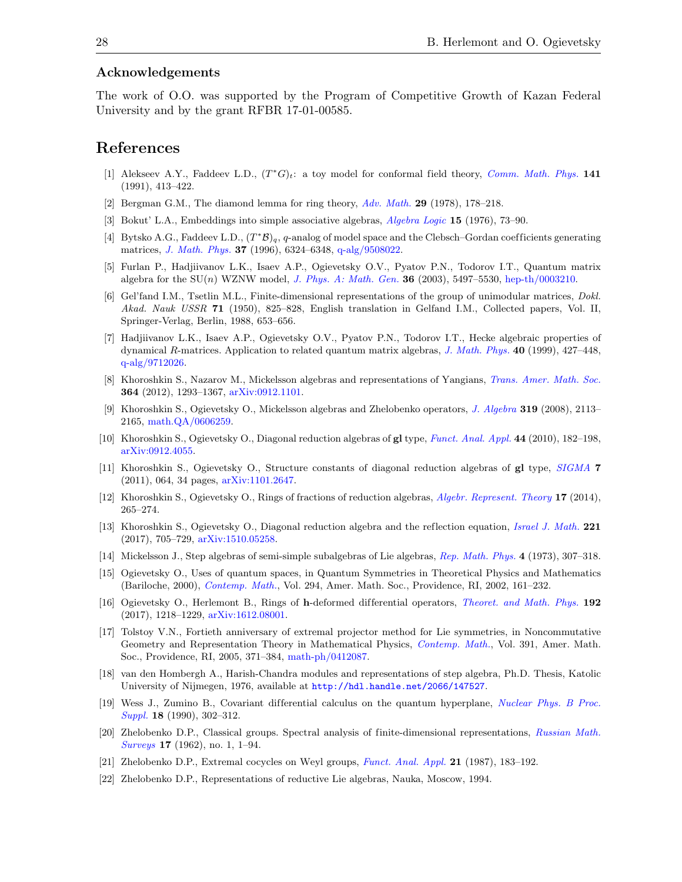## Acknowledgements

The work of O.O. was supported by the Program of Competitive Growth of Kazan Federal University and by the grant RFBR 17-01-00585.

## References

[1] Alekseev A.Y., Faddeev L.D., $(T^*G)_t$: a toy model for conformal field theory, *Comm. Math. Phys.* **141** (1991), 413–422.

[2] Bergman G.M., The diamond lemma for ring theory, *Adv. Math.* **29** (1978), 178–218.

[3] Bokut' L.A., Embeddings into simple associative algebras, *Algebra Logic* **15** (1976), 73–90.

[4] Bytsko A.G., Faddeev L.D., $(T^*\mathcal{B})_q$, $q$-analog of model space and the Clebsch–Gordan coefficients generating matrices, *J. Math. Phys.* **37** (1996), 6324–6348, q-alg/9508022.

[5] Furlan P., Hadjiivanov L.K., Isaev A.P., Ogievetsky O.V., Pyatov P.N., Todorov I.T., Quantum matrix algebra for the SU($n$) WZNW model, *J. Phys. A: Math. Gen.* **36** (2003), 5497–5530, hep-th/0003210.

[6] Gel'fand I.M., Tsetlin M.L., Finite-dimensional representations of the group of unimodular matrices, *Dokl. Akad. Nauk USSR* **71** (1950), 825–828, English translation in Gelfand I.M., Collected papers, Vol. II, Springer-Verlag, Berlin, 1988, 653–656.

[7] Hadjiivanov L.K., Isaev A.P., Ogievetsky O.V., Pyatov P.N., Todorov I.T., Hecke algebraic properties of dynamical $R$-matrices. Application to related quantum matrix algebras, *J. Math. Phys.* **40** (1999), 427–448, q-alg/9712026.

[8] Khoroshkin S., Nazarov M., Mickelsson algebras and representations of Yangians, *Trans. Amer. Math. Soc.* **364** (2012), 1293–1367, arXiv:0912.1101.

[9] Khoroshkin S., Ogievetsky O., Mickelsson algebras and Zhelobenko operators, *J. Algebra* **319** (2008), 2113–2165, math.QA/0606259.

[10] Khoroshkin S., Ogievetsky O., Diagonal reduction algebras of **gl** type, *Funct. Anal. Appl.* **44** (2010), 182–198, arXiv:0912.4055.

[11] Khoroshkin S., Ogievetsky O., Structure constants of diagonal reduction algebras of **gl** type, *SIGMA* **7** (2011), 064, 34 pages, arXiv:1101.2647.

[12] Khoroshkin S., Ogievetsky O., Rings of fractions of reduction algebras, *Algebr. Represent. Theory* **17** (2014), 265–274.

[13] Khoroshkin S., Ogievetsky O., Diagonal reduction algebra and the reflection equation, *Israel J. Math.* **221** (2017), 705–729, arXiv:1510.05258.

[14] Mickelsson J., Step algebras of semi-simple subalgebras of Lie algebras, *Rep. Math. Phys.* **4** (1973), 307–318.

[15] Ogievetsky O., Uses of quantum spaces, in Quantum Symmetries in Theoretical Physics and Mathematics (Bariloche, 2000), *Contemp. Math.*, Vol. 294, Amer. Math. Soc., Providence, RI, 2002, 161–232.

[16] Ogievetsky O., Herlemont B., Rings of **h**-deformed differential operators, *Theoret. and Math. Phys.* **192** (2017), 1218–1229, arXiv:1612.08001.

[17] Tolstoy V.N., Fortieth anniversary of extremal projector method for Lie symmetries, in Noncommutative Geometry and Representation Theory in Mathematical Physics, *Contemp. Math.*, Vol. 391, Amer. Math. Soc., Providence, RI, 2005, 371–384, math-ph/0412087.

[18] van den Hombergh A., Harish-Chandra modules and representations of step algebra, Ph.D. Thesis, Katolic University of Nijmegen, 1976, available at http://hdl.handle.net/2066/147527.

[19] Wess J., Zumino B., Covariant differential calculus on the quantum hyperplane, *Nuclear Phys. B Proc. Suppl.* **18** (1990), 302–312.

[20] Zhelobenko D.P., Classical groups. Spectral analysis of finite-dimensional representations, *Russian Math. Surveys* **17** (1962), no. 1, 1–94.

[21] Zhelobenko D.P., Extremal cocycles on Weyl groups, *Funct. Anal. Appl.* **21** (1987), 183–192.

[22] Zhelobenko D.P., Representations of reductive Lie algebras, Nauka, Moscow, 1994.